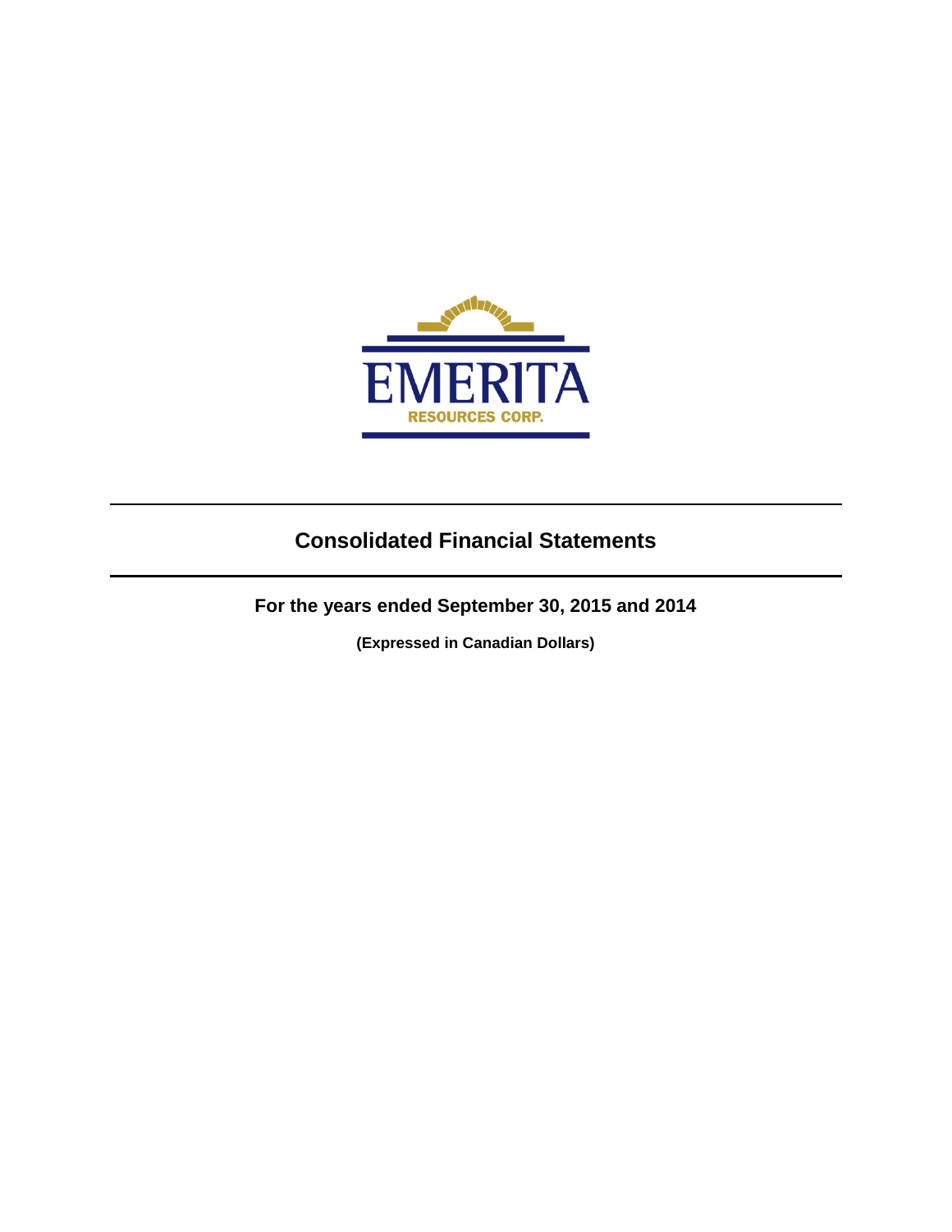EMERITA

RESOURCES CORP.

# Consolidated Financial Statements

## For the years ended September 30, 2015 and 2014

**(Expressed in Canadian Dollars)**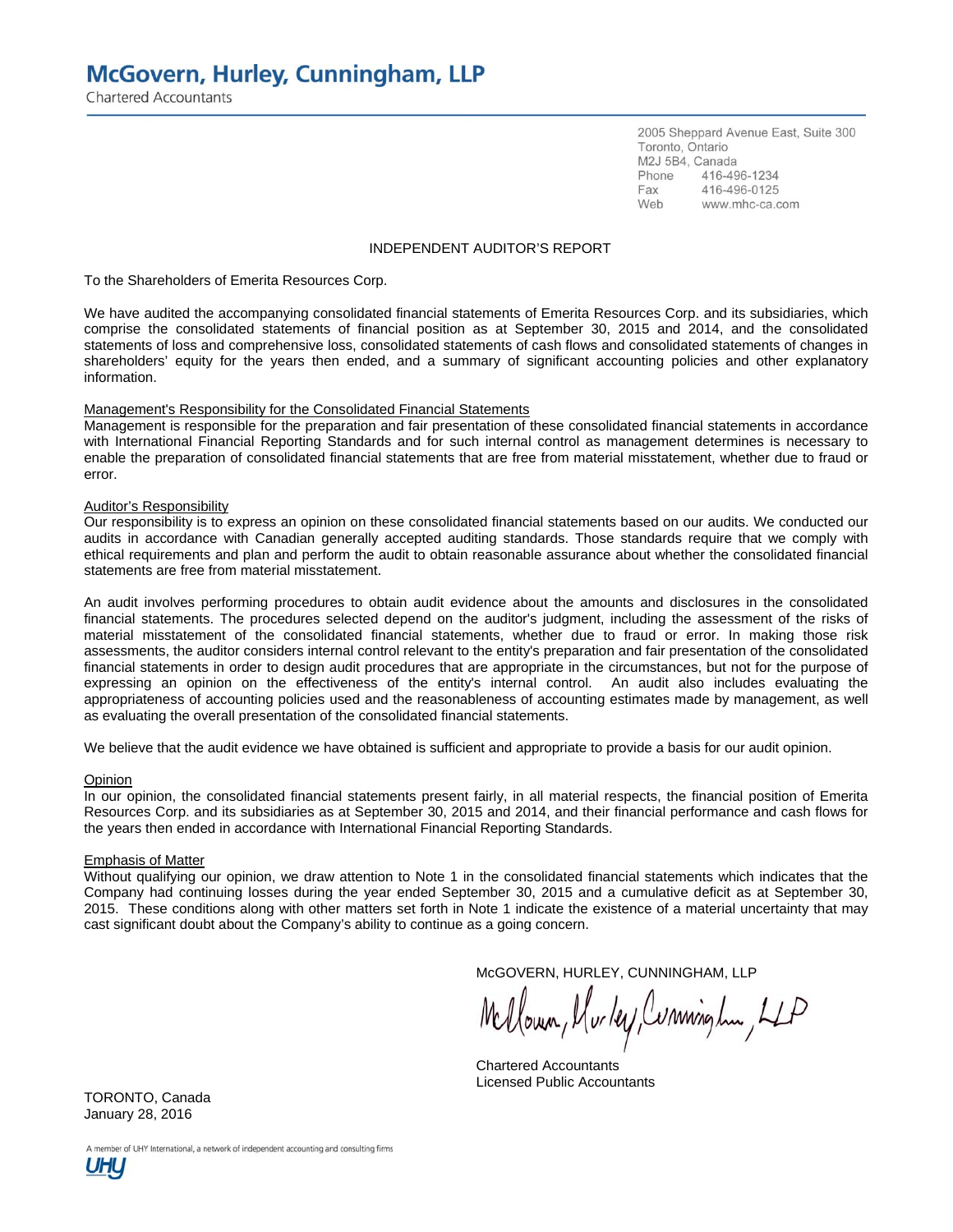# McGovern, Hurley, Cunningham, LLP

Chartered Accountants

2005 Sheppard Avenue East, Suite 300
Toronto, Ontario
M2J 5B4, Canada
Phone 416-496-1234
Fax 416-496-0125
Web www.mhc-ca.com

## INDEPENDENT AUDITOR'S REPORT

To the Shareholders of Emerita Resources Corp.

We have audited the accompanying consolidated financial statements of Emerita Resources Corp. and its subsidiaries, which comprise the consolidated statements of financial position as at September 30, 2015 and 2014, and the consolidated statements of loss and comprehensive loss, consolidated statements of cash flows and consolidated statements of changes in shareholders' equity for the years then ended, and a summary of significant accounting policies and other explanatory information.

### Management's Responsibility for the Consolidated Financial Statements

Management is responsible for the preparation and fair presentation of these consolidated financial statements in accordance with International Financial Reporting Standards and for such internal control as management determines is necessary to enable the preparation of consolidated financial statements that are free from material misstatement, whether due to fraud or error.

### Auditor's Responsibility

Our responsibility is to express an opinion on these consolidated financial statements based on our audits. We conducted our audits in accordance with Canadian generally accepted auditing standards. Those standards require that we comply with ethical requirements and plan and perform the audit to obtain reasonable assurance about whether the consolidated financial statements are free from material misstatement.

An audit involves performing procedures to obtain audit evidence about the amounts and disclosures in the consolidated financial statements. The procedures selected depend on the auditor's judgment, including the assessment of the risks of material misstatement of the consolidated financial statements, whether due to fraud or error. In making those risk assessments, the auditor considers internal control relevant to the entity's preparation and fair presentation of the consolidated financial statements in order to design audit procedures that are appropriate in the circumstances, but not for the purpose of expressing an opinion on the effectiveness of the entity's internal control. An audit also includes evaluating the appropriateness of accounting policies used and the reasonableness of accounting estimates made by management, as well as evaluating the overall presentation of the consolidated financial statements.

We believe that the audit evidence we have obtained is sufficient and appropriate to provide a basis for our audit opinion.

### Opinion

In our opinion, the consolidated financial statements present fairly, in all material respects, the financial position of Emerita Resources Corp. and its subsidiaries as at September 30, 2015 and 2014, and their financial performance and cash flows for the years then ended in accordance with International Financial Reporting Standards.

### Emphasis of Matter

Without qualifying our opinion, we draw attention to Note 1 in the consolidated financial statements which indicates that the Company had continuing losses during the year ended September 30, 2015 and a cumulative deficit as at September 30, 2015. These conditions along with other matters set forth in Note 1 indicate the existence of a material uncertainty that may cast significant doubt about the Company's ability to continue as a going concern.

McGOVERN, HURLEY, CUNNINGHAM, LLP

McGovern, Hurley, Cunningham, LLP

Chartered Accountants
Licensed Public Accountants

TORONTO, Canada
January 28, 2016

A member of UHY International, a network of independent accounting and consulting firms

UHY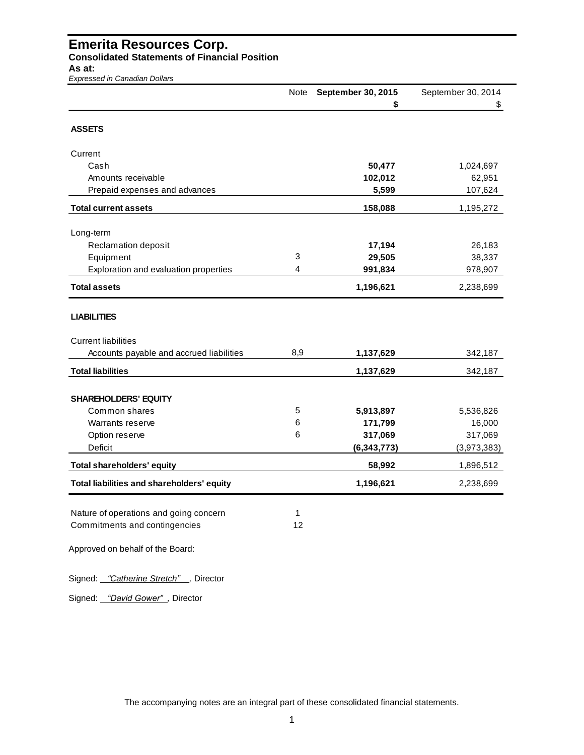# Emerita Resources Corp.

**Consolidated Statements of Financial Position**

**As at:**

*Expressed in Canadian Dollars*

| | Note | **September 30, 2015** | September 30, 2014 |
|---|---|---|---|
| | | **$** | $ |
| **ASSETS** | | | |
| Current | | | |
| Cash | | **50,477** | 1,024,697 |
| Amounts receivable | | **102,012** | 62,951 |
| Prepaid expenses and advances | | **5,599** | 107,624 |
| **Total current assets** | | **158,088** | 1,195,272 |
| Long-term | | | |
| Reclamation deposit | | **17,194** | 26,183 |
| Equipment | 3 | **29,505** | 38,337 |
| Exploration and evaluation properties | 4 | **991,834** | 978,907 |
| **Total assets** | | **1,196,621** | 2,238,699 |
| **LIABILITIES** | | | |
| Current liabilities | | | |
| Accounts payable and accrued liabilities | 8,9 | **1,137,629** | 342,187 |
| **Total liabilities** | | **1,137,629** | 342,187 |
| **SHAREHOLDERS' EQUITY** | | | |
| Common shares | 5 | **5,913,897** | 5,536,826 |
| Warrants reserve | 6 | **171,799** | 16,000 |
| Option reserve | 6 | **317,069** | 317,069 |
| Deficit | | **(6,343,773)** | (3,973,383) |
| **Total shareholders' equity** | | **58,992** | 1,896,512 |
| **Total liabilities and shareholders' equity** | | **1,196,621** | 2,238,699 |

| | Note |
|---|---|
| Nature of operations and going concern | 1 |
| Commitments and contingencies | 12 |

Approved on behalf of the Board:

Signed: *"Catherine Stretch"* , Director

Signed: *"David Gower"* , Director

The accompanying notes are an integral part of these consolidated financial statements.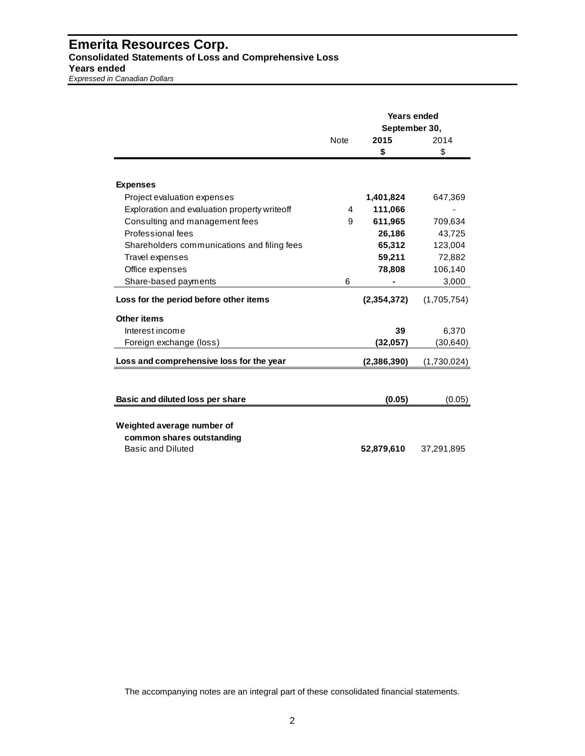# Emerita Resources Corp.

**Consolidated Statements of Loss and Comprehensive Loss**

**Years ended**

*Expressed in Canadian Dollars*

| | Note | Years ended September 30, 2015 | 2014 |
|---|---|---|---|
| | | **$** | $ |
| **Expenses** | | | |
| Project evaluation expenses | | **1,401,824** | 647,369 |
| Exploration and evaluation property writeoff | 4 | **111,066** | - |
| Consulting and management fees | 9 | **611,965** | 709,634 |
| Professional fees | | **26,186** | 43,725 |
| Shareholders communications and filing fees | | **65,312** | 123,004 |
| Travel expenses | | **59,211** | 72,882 |
| Office expenses | | **78,808** | 106,140 |
| Share-based payments | 6 | **-** | 3,000 |
| **Loss for the period before other items** | | **(2,354,372)** | (1,705,754) |
| **Other items** | | | |
| Interest income | | **39** | 6,370 |
| Foreign exchange (loss) | | **(32,057)** | (30,640) |
| **Loss and comprehensive loss for the year** | | **(2,386,390)** | (1,730,024) |
| **Basic and diluted loss per share** | | **(0.05)** | (0.05) |
| **Weighted average number of common shares outstanding** | | | |
| Basic and Diluted | | **52,879,610** | 37,291,895 |

The accompanying notes are an integral part of these consolidated financial statements.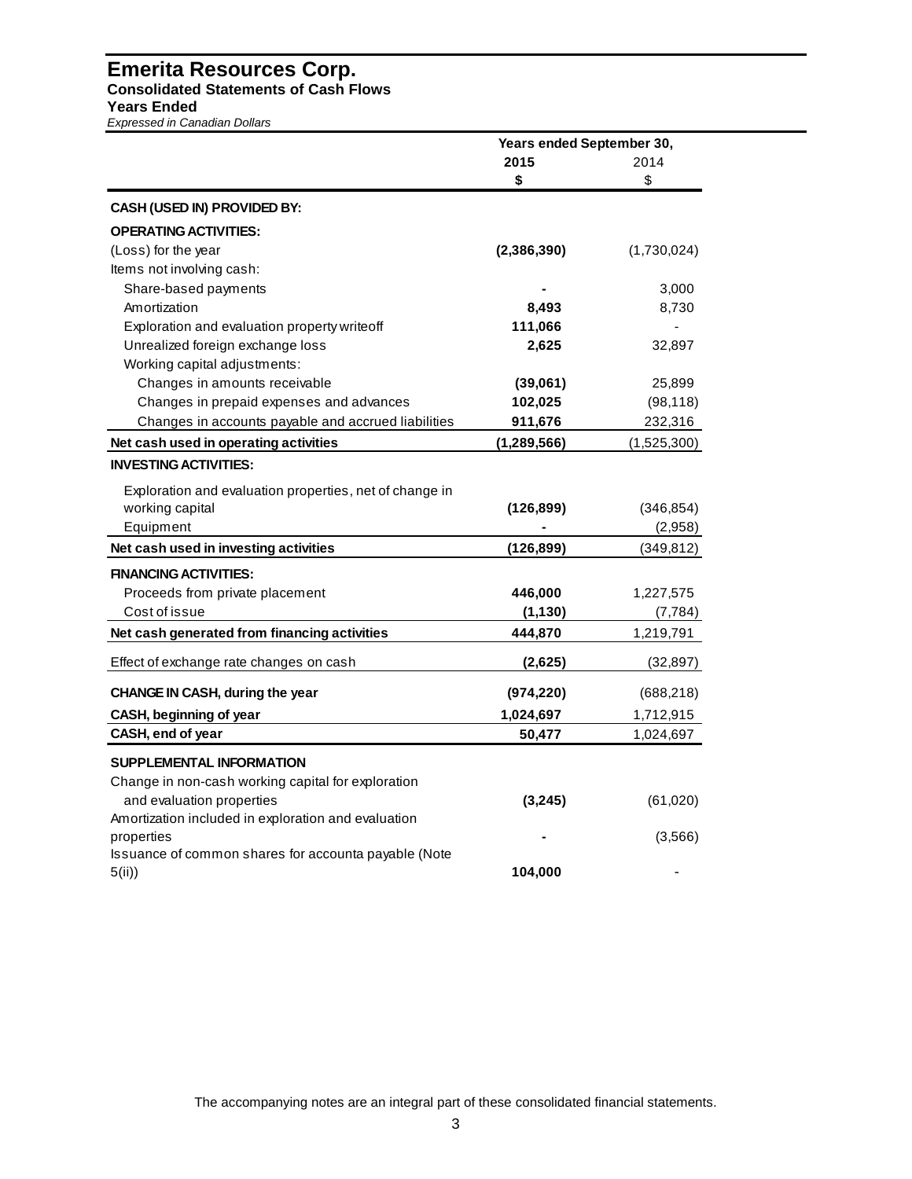# Emerita Resources Corp.

**Consolidated Statements of Cash Flows**

**Years Ended**

*Expressed in Canadian Dollars*

| | Years ended September 30, | |
|---|---|---|
| | **2015** | 2014 |
| | **$** | $ |
| **CASH (USED IN) PROVIDED BY:** | | |
| **OPERATING ACTIVITIES:** | | |
| (Loss) for the year | **(2,386,390)** | (1,730,024) |
| Items not involving cash: | | |
| Share-based payments | **-** | 3,000 |
| Amortization | **8,493** | 8,730 |
| Exploration and evaluation property writeoff | **111,066** | - |
| Unrealized foreign exchange loss | **2,625** | 32,897 |
| Working capital adjustments: | | |
| Changes in amounts receivable | **(39,061)** | 25,899 |
| Changes in prepaid expenses and advances | **102,025** | (98,118) |
| Changes in accounts payable and accrued liabilities | **911,676** | 232,316 |
| **Net cash used in operating activities** | **(1,289,566)** | (1,525,300) |
| **INVESTING ACTIVITIES:** | | |
| Exploration and evaluation properties, net of change in working capital | **(126,899)** | (346,854) |
| Equipment | **-** | (2,958) |
| **Net cash used in investing activities** | **(126,899)** | (349,812) |
| **FINANCING ACTIVITIES:** | | |
| Proceeds from private placement | **446,000** | 1,227,575 |
| Cost of issue | **(1,130)** | (7,784) |
| **Net cash generated from financing activities** | **444,870** | 1,219,791 |
| Effect of exchange rate changes on cash | **(2,625)** | (32,897) |
| **CHANGE IN CASH, during the year** | **(974,220)** | (688,218) |
| **CASH, beginning of year** | **1,024,697** | 1,712,915 |
| **CASH, end of year** | **50,477** | 1,024,697 |
| **SUPPLEMENTAL INFORMATION** | | |
| Change in non-cash working capital for exploration and evaluation properties | **(3,245)** | (61,020) |
| Amortization included in exploration and evaluation properties | **-** | (3,566) |
| Issuance of common shares for accounta payable (Note 5(ii)) | **104,000** | - |

The accompanying notes are an integral part of these consolidated financial statements.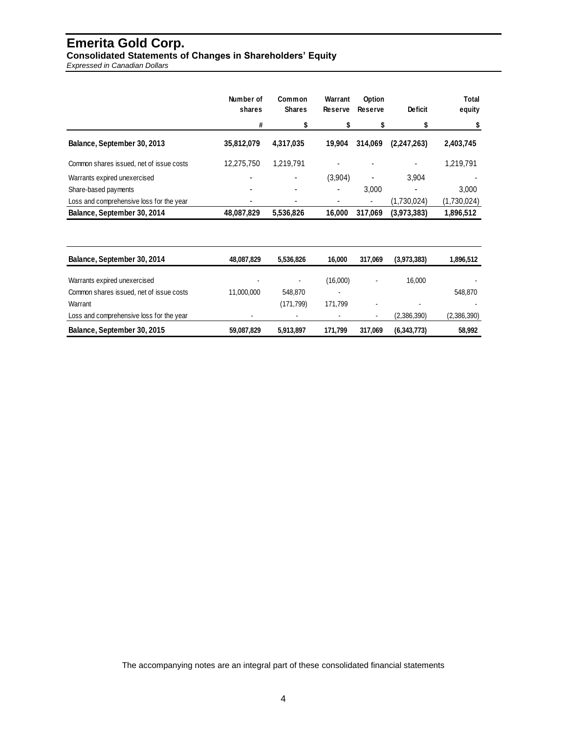# Emerita Gold Corp.

**Consolidated Statements of Changes in Shareholders' Equity**

*Expressed in Canadian Dollars*

| | Number of shares | Common Shares | Warrant Reserve | Option Reserve | Deficit | Total equity |
|---|---|---|---|---|---|---|
| | # | $ | $ | $ | $ | $ |
| **Balance, September 30, 2013** | **35,812,079** | **4,317,035** | **19,904** | **314,069** | **(2,247,263)** | **2,403,745** |
| Common shares issued, net of issue costs | 12,275,750 | 1,219,791 | - | - | - | 1,219,791 |
| Warrants expired unexercised | - | - | (3,904) | - | 3,904 | - |
| Share-based payments | - | - | - | 3,000 | - | 3,000 |
| Loss and comprehensive loss for the year | - | - | - | - | (1,730,024) | (1,730,024) |
| **Balance, September 30, 2014** | **48,087,829** | **5,536,826** | **16,000** | **317,069** | **(3,973,383)** | **1,896,512** |

| | Number of shares | Common Shares | Warrant Reserve | Option Reserve | Deficit | Total equity |
|---|---|---|---|---|---|---|
| **Balance, September 30, 2014** | **48,087,829** | **5,536,826** | **16,000** | **317,069** | **(3,973,383)** | **1,896,512** |
| Warrants expired unexercised | - | - | (16,000) | - | 16,000 | - |
| Common shares issued, net of issue costs | 11,000,000 | 548,870 | - | | | 548,870 |
| Warrant | | (171,799) | 171,799 | - | - | - |
| Loss and comprehensive loss for the year | - | - | - | - | (2,386,390) | (2,386,390) |
| **Balance, September 30, 2015** | **59,087,829** | **5,913,897** | **171,799** | **317,069** | **(6,343,773)** | **58,992** |

The accompanying notes are an integral part of these consolidated financial statements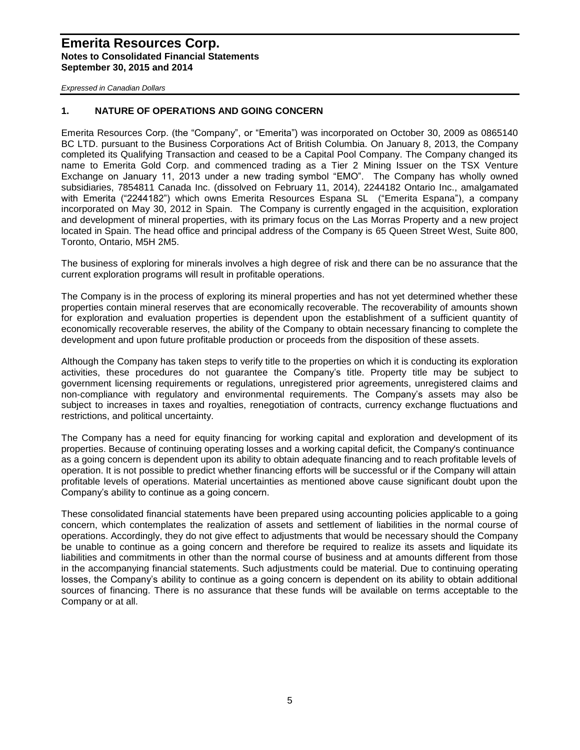## 1. NATURE OF OPERATIONS AND GOING CONCERN

Emerita Resources Corp. (the "Company", or "Emerita") was incorporated on October 30, 2009 as 0865140 BC LTD. pursuant to the Business Corporations Act of British Columbia. On January 8, 2013, the Company completed its Qualifying Transaction and ceased to be a Capital Pool Company. The Company changed its name to Emerita Gold Corp. and commenced trading as a Tier 2 Mining Issuer on the TSX Venture Exchange on January 11, 2013 under a new trading symbol "EMO". The Company has wholly owned subsidiaries, 7854811 Canada Inc. (dissolved on February 11, 2014), 2244182 Ontario Inc., amalgamated with Emerita ("2244182") which owns Emerita Resources Espana SL ("Emerita Espana"), a company incorporated on May 30, 2012 in Spain. The Company is currently engaged in the acquisition, exploration and development of mineral properties, with its primary focus on the Las Morras Property and a new project located in Spain. The head office and principal address of the Company is 65 Queen Street West, Suite 800, Toronto, Ontario, M5H 2M5.

The business of exploring for minerals involves a high degree of risk and there can be no assurance that the current exploration programs will result in profitable operations.

The Company is in the process of exploring its mineral properties and has not yet determined whether these properties contain mineral reserves that are economically recoverable. The recoverability of amounts shown for exploration and evaluation properties is dependent upon the establishment of a sufficient quantity of economically recoverable reserves, the ability of the Company to obtain necessary financing to complete the development and upon future profitable production or proceeds from the disposition of these assets.

Although the Company has taken steps to verify title to the properties on which it is conducting its exploration activities, these procedures do not guarantee the Company's title. Property title may be subject to government licensing requirements or regulations, unregistered prior agreements, unregistered claims and non-compliance with regulatory and environmental requirements. The Company's assets may also be subject to increases in taxes and royalties, renegotiation of contracts, currency exchange fluctuations and restrictions, and political uncertainty.

The Company has a need for equity financing for working capital and exploration and development of its properties. Because of continuing operating losses and a working capital deficit, the Company's continuance as a going concern is dependent upon its ability to obtain adequate financing and to reach profitable levels of operation. It is not possible to predict whether financing efforts will be successful or if the Company will attain profitable levels of operations. Material uncertainties as mentioned above cause significant doubt upon the Company's ability to continue as a going concern.

These consolidated financial statements have been prepared using accounting policies applicable to a going concern, which contemplates the realization of assets and settlement of liabilities in the normal course of operations. Accordingly, they do not give effect to adjustments that would be necessary should the Company be unable to continue as a going concern and therefore be required to realize its assets and liquidate its liabilities and commitments in other than the normal course of business and at amounts different from those in the accompanying financial statements. Such adjustments could be material. Due to continuing operating losses, the Company's ability to continue as a going concern is dependent on its ability to obtain additional sources of financing. There is no assurance that these funds will be available on terms acceptable to the Company or at all.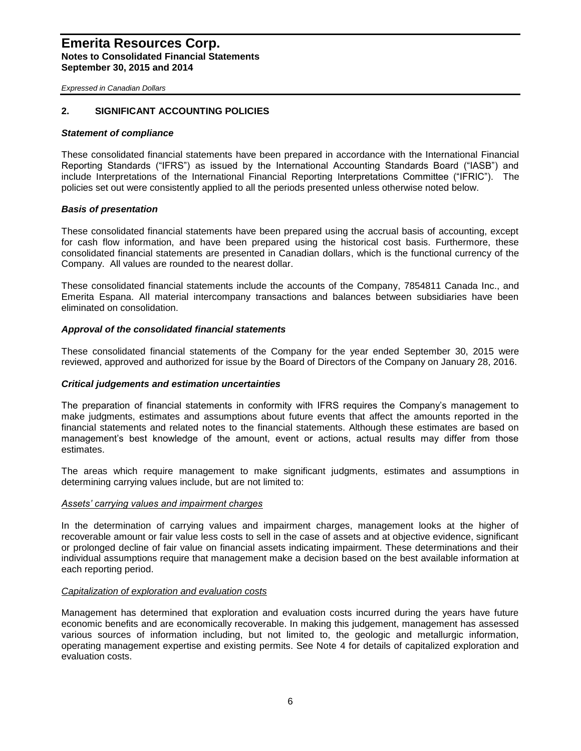## 2. SIGNIFICANT ACCOUNTING POLICIES

### *Statement of compliance*

These consolidated financial statements have been prepared in accordance with the International Financial Reporting Standards ("IFRS") as issued by the International Accounting Standards Board ("IASB") and include Interpretations of the International Financial Reporting Interpretations Committee ("IFRIC"). The policies set out were consistently applied to all the periods presented unless otherwise noted below.

### *Basis of presentation*

These consolidated financial statements have been prepared using the accrual basis of accounting, except for cash flow information, and have been prepared using the historical cost basis. Furthermore, these consolidated financial statements are presented in Canadian dollars, which is the functional currency of the Company. All values are rounded to the nearest dollar.

These consolidated financial statements include the accounts of the Company, 7854811 Canada Inc., and Emerita Espana. All material intercompany transactions and balances between subsidiaries have been eliminated on consolidation.

### *Approval of the consolidated financial statements*

These consolidated financial statements of the Company for the year ended September 30, 2015 were reviewed, approved and authorized for issue by the Board of Directors of the Company on January 28, 2016.

### *Critical judgements and estimation uncertainties*

The preparation of financial statements in conformity with IFRS requires the Company's management to make judgments, estimates and assumptions about future events that affect the amounts reported in the financial statements and related notes to the financial statements. Although these estimates are based on management's best knowledge of the amount, event or actions, actual results may differ from those estimates.

The areas which require management to make significant judgments, estimates and assumptions in determining carrying values include, but are not limited to:

*Assets' carrying values and impairment charges*

In the determination of carrying values and impairment charges, management looks at the higher of recoverable amount or fair value less costs to sell in the case of assets and at objective evidence, significant or prolonged decline of fair value on financial assets indicating impairment. These determinations and their individual assumptions require that management make a decision based on the best available information at each reporting period.

*Capitalization of exploration and evaluation costs*

Management has determined that exploration and evaluation costs incurred during the years have future economic benefits and are economically recoverable. In making this judgement, management has assessed various sources of information including, but not limited to, the geologic and metallurgic information, operating management expertise and existing permits. See Note 4 for details of capitalized exploration and evaluation costs.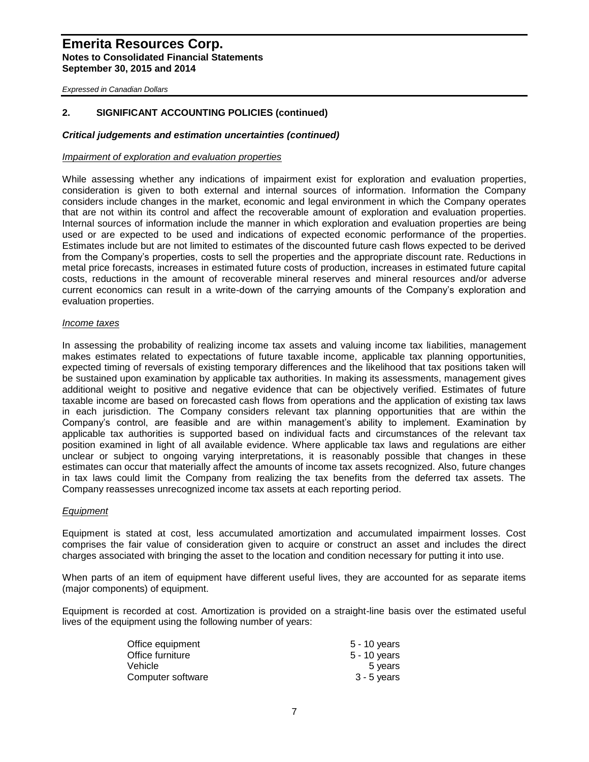## 2. SIGNIFICANT ACCOUNTING POLICIES (continued)

### *Critical judgements and estimation uncertainties (continued)*

*Impairment of exploration and evaluation properties*

While assessing whether any indications of impairment exist for exploration and evaluation properties, consideration is given to both external and internal sources of information. Information the Company considers include changes in the market, economic and legal environment in which the Company operates that are not within its control and affect the recoverable amount of exploration and evaluation properties. Internal sources of information include the manner in which exploration and evaluation properties are being used or are expected to be used and indications of expected economic performance of the properties. Estimates include but are not limited to estimates of the discounted future cash flows expected to be derived from the Company's properties, costs to sell the properties and the appropriate discount rate. Reductions in metal price forecasts, increases in estimated future costs of production, increases in estimated future capital costs, reductions in the amount of recoverable mineral reserves and mineral resources and/or adverse current economics can result in a write-down of the carrying amounts of the Company's exploration and evaluation properties.

*Income taxes*

In assessing the probability of realizing income tax assets and valuing income tax liabilities, management makes estimates related to expectations of future taxable income, applicable tax planning opportunities, expected timing of reversals of existing temporary differences and the likelihood that tax positions taken will be sustained upon examination by applicable tax authorities. In making its assessments, management gives additional weight to positive and negative evidence that can be objectively verified. Estimates of future taxable income are based on forecasted cash flows from operations and the application of existing tax laws in each jurisdiction. The Company considers relevant tax planning opportunities that are within the Company's control, are feasible and are within management's ability to implement. Examination by applicable tax authorities is supported based on individual facts and circumstances of the relevant tax position examined in light of all available evidence. Where applicable tax laws and regulations are either unclear or subject to ongoing varying interpretations, it is reasonably possible that changes in these estimates can occur that materially affect the amounts of income tax assets recognized. Also, future changes in tax laws could limit the Company from realizing the tax benefits from the deferred tax assets. The Company reassesses unrecognized income tax assets at each reporting period.

*Equipment*

Equipment is stated at cost, less accumulated amortization and accumulated impairment losses. Cost comprises the fair value of consideration given to acquire or construct an asset and includes the direct charges associated with bringing the asset to the location and condition necessary for putting it into use.

When parts of an item of equipment have different useful lives, they are accounted for as separate items (major components) of equipment.

Equipment is recorded at cost. Amortization is provided on a straight-line basis over the estimated useful lives of the equipment using the following number of years:

| | |
|---|---|
| Office equipment | 5 - 10 years |
| Office furniture | 5 - 10 years |
| Vehicle | 5 years |
| Computer software | 3 - 5 years |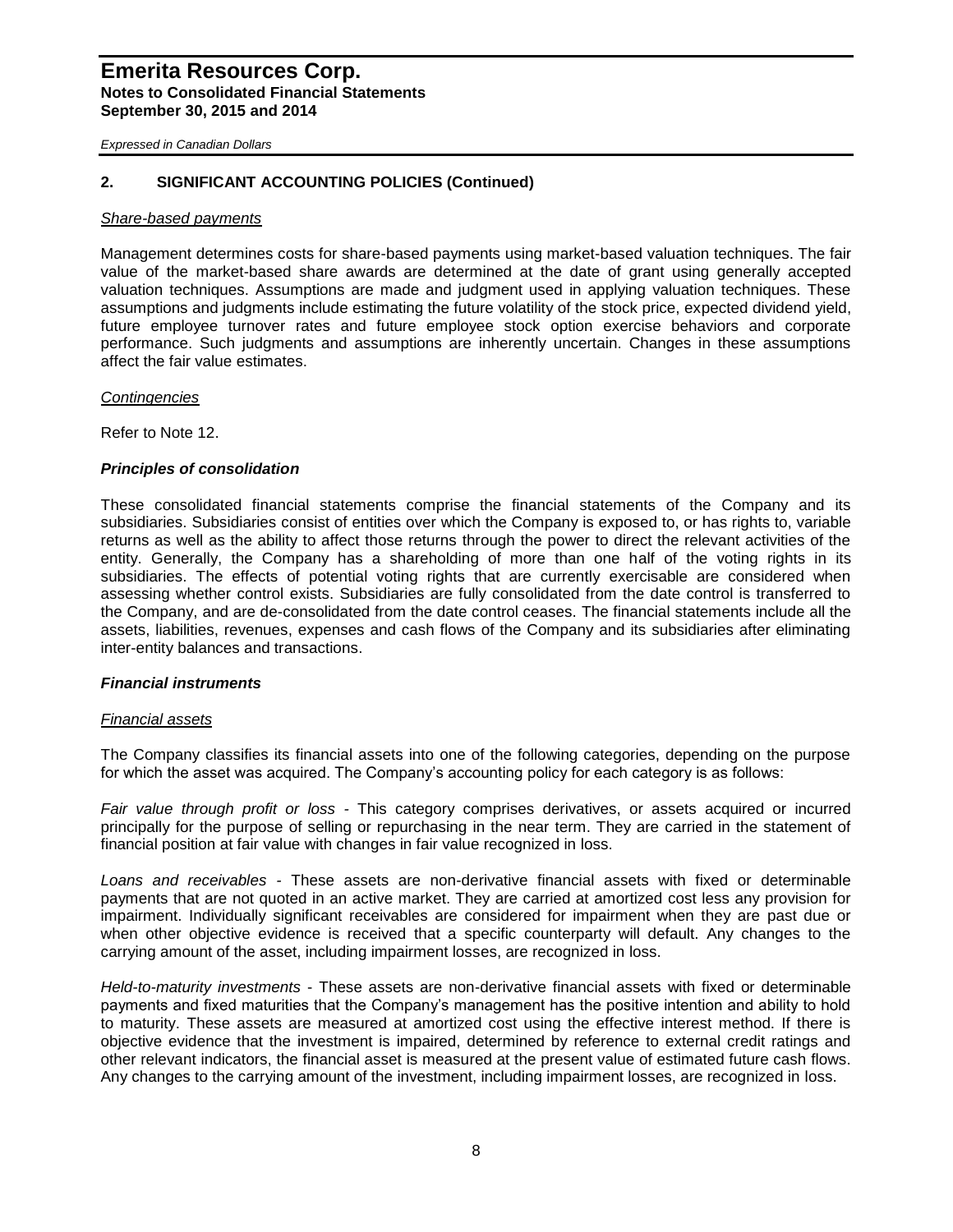## 2. SIGNIFICANT ACCOUNTING POLICIES (Continued)

*Share-based payments*

Management determines costs for share-based payments using market-based valuation techniques. The fair value of the market-based share awards are determined at the date of grant using generally accepted valuation techniques. Assumptions are made and judgment used in applying valuation techniques. These assumptions and judgments include estimating the future volatility of the stock price, expected dividend yield, future employee turnover rates and future employee stock option exercise behaviors and corporate performance. Such judgments and assumptions are inherently uncertain. Changes in these assumptions affect the fair value estimates.

*Contingencies*

Refer to Note 12.

### *Principles of consolidation*

These consolidated financial statements comprise the financial statements of the Company and its subsidiaries. Subsidiaries consist of entities over which the Company is exposed to, or has rights to, variable returns as well as the ability to affect those returns through the power to direct the relevant activities of the entity. Generally, the Company has a shareholding of more than one half of the voting rights in its subsidiaries. The effects of potential voting rights that are currently exercisable are considered when assessing whether control exists. Subsidiaries are fully consolidated from the date control is transferred to the Company, and are de-consolidated from the date control ceases. The financial statements include all the assets, liabilities, revenues, expenses and cash flows of the Company and its subsidiaries after eliminating inter-entity balances and transactions.

### *Financial instruments*

*Financial assets*

The Company classifies its financial assets into one of the following categories, depending on the purpose for which the asset was acquired. The Company's accounting policy for each category is as follows:

*Fair value through profit or loss* - This category comprises derivatives, or assets acquired or incurred principally for the purpose of selling or repurchasing in the near term. They are carried in the statement of financial position at fair value with changes in fair value recognized in loss.

*Loans and receivables* - These assets are non-derivative financial assets with fixed or determinable payments that are not quoted in an active market. They are carried at amortized cost less any provision for impairment. Individually significant receivables are considered for impairment when they are past due or when other objective evidence is received that a specific counterparty will default. Any changes to the carrying amount of the asset, including impairment losses, are recognized in loss.

*Held-to-maturity investments* - These assets are non-derivative financial assets with fixed or determinable payments and fixed maturities that the Company's management has the positive intention and ability to hold to maturity. These assets are measured at amortized cost using the effective interest method. If there is objective evidence that the investment is impaired, determined by reference to external credit ratings and other relevant indicators, the financial asset is measured at the present value of estimated future cash flows. Any changes to the carrying amount of the investment, including impairment losses, are recognized in loss.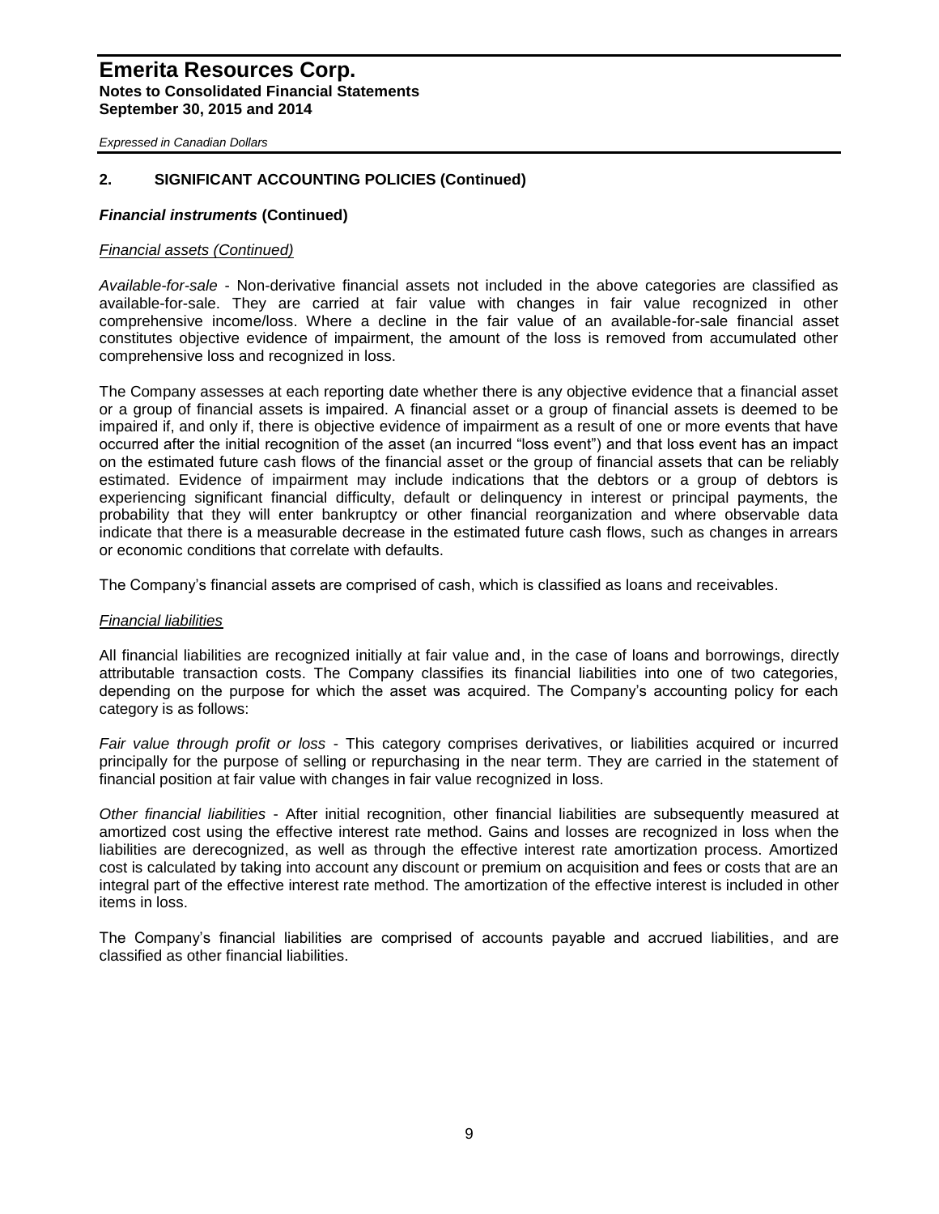## 2. SIGNIFICANT ACCOUNTING POLICIES (Continued)

### *Financial instruments* (Continued)

*Financial assets (Continued)*

*Available-for-sale* - Non-derivative financial assets not included in the above categories are classified as available-for-sale. They are carried at fair value with changes in fair value recognized in other comprehensive income/loss. Where a decline in the fair value of an available-for-sale financial asset constitutes objective evidence of impairment, the amount of the loss is removed from accumulated other comprehensive loss and recognized in loss.

The Company assesses at each reporting date whether there is any objective evidence that a financial asset or a group of financial assets is impaired. A financial asset or a group of financial assets is deemed to be impaired if, and only if, there is objective evidence of impairment as a result of one or more events that have occurred after the initial recognition of the asset (an incurred "loss event") and that loss event has an impact on the estimated future cash flows of the financial asset or the group of financial assets that can be reliably estimated. Evidence of impairment may include indications that the debtors or a group of debtors is experiencing significant financial difficulty, default or delinquency in interest or principal payments, the probability that they will enter bankruptcy or other financial reorganization and where observable data indicate that there is a measurable decrease in the estimated future cash flows, such as changes in arrears or economic conditions that correlate with defaults.

The Company's financial assets are comprised of cash, which is classified as loans and receivables.

*Financial liabilities*

All financial liabilities are recognized initially at fair value and, in the case of loans and borrowings, directly attributable transaction costs. The Company classifies its financial liabilities into one of two categories, depending on the purpose for which the asset was acquired. The Company's accounting policy for each category is as follows:

*Fair value through profit or loss* - This category comprises derivatives, or liabilities acquired or incurred principally for the purpose of selling or repurchasing in the near term. They are carried in the statement of financial position at fair value with changes in fair value recognized in loss.

*Other financial liabilities* - After initial recognition, other financial liabilities are subsequently measured at amortized cost using the effective interest rate method. Gains and losses are recognized in loss when the liabilities are derecognized, as well as through the effective interest rate amortization process. Amortized cost is calculated by taking into account any discount or premium on acquisition and fees or costs that are an integral part of the effective interest rate method. The amortization of the effective interest is included in other items in loss.

The Company's financial liabilities are comprised of accounts payable and accrued liabilities, and are classified as other financial liabilities.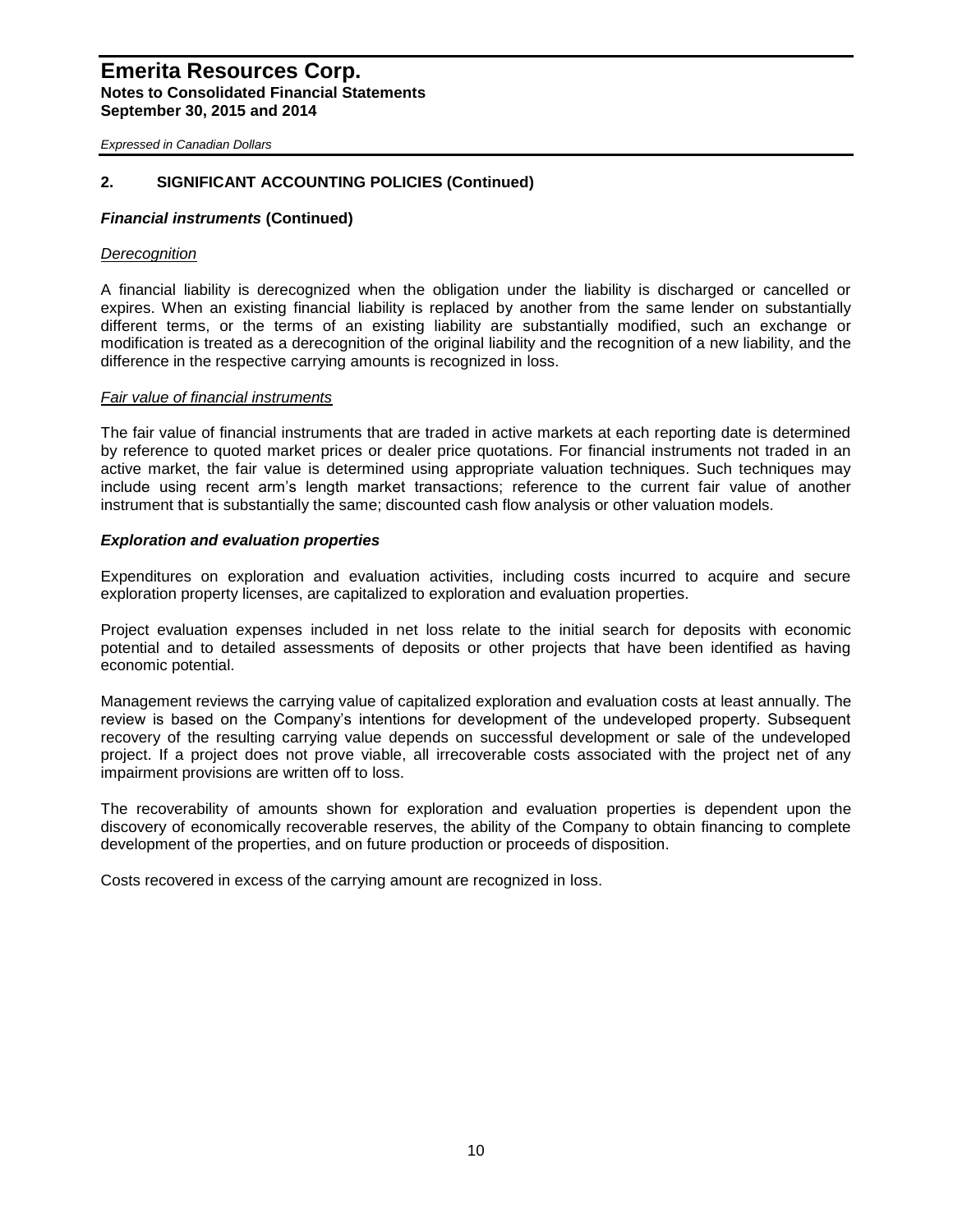## 2. SIGNIFICANT ACCOUNTING POLICIES (Continued)

### *Financial instruments* (Continued)

#### *Derecognition*

A financial liability is derecognized when the obligation under the liability is discharged or cancelled or expires. When an existing financial liability is replaced by another from the same lender on substantially different terms, or the terms of an existing liability are substantially modified, such an exchange or modification is treated as a derecognition of the original liability and the recognition of a new liability, and the difference in the respective carrying amounts is recognized in loss.

#### *Fair value of financial instruments*

The fair value of financial instruments that are traded in active markets at each reporting date is determined by reference to quoted market prices or dealer price quotations. For financial instruments not traded in an active market, the fair value is determined using appropriate valuation techniques. Such techniques may include using recent arm's length market transactions; reference to the current fair value of another instrument that is substantially the same; discounted cash flow analysis or other valuation models.

### *Exploration and evaluation properties*

Expenditures on exploration and evaluation activities, including costs incurred to acquire and secure exploration property licenses, are capitalized to exploration and evaluation properties.

Project evaluation expenses included in net loss relate to the initial search for deposits with economic potential and to detailed assessments of deposits or other projects that have been identified as having economic potential.

Management reviews the carrying value of capitalized exploration and evaluation costs at least annually. The review is based on the Company's intentions for development of the undeveloped property. Subsequent recovery of the resulting carrying value depends on successful development or sale of the undeveloped project. If a project does not prove viable, all irrecoverable costs associated with the project net of any impairment provisions are written off to loss.

The recoverability of amounts shown for exploration and evaluation properties is dependent upon the discovery of economically recoverable reserves, the ability of the Company to obtain financing to complete development of the properties, and on future production or proceeds of disposition.

Costs recovered in excess of the carrying amount are recognized in loss.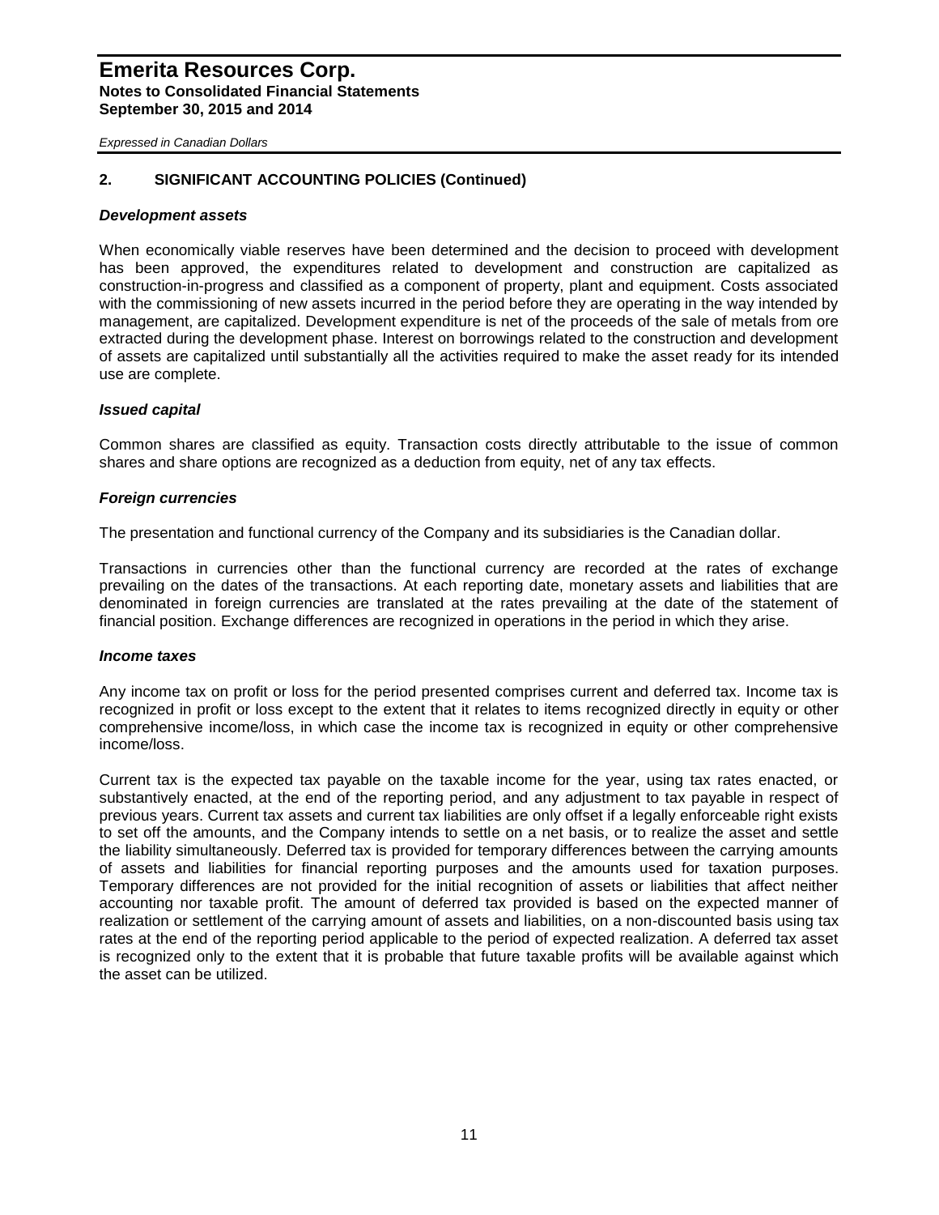## 2. SIGNIFICANT ACCOUNTING POLICIES (Continued)

### *Development assets*

When economically viable reserves have been determined and the decision to proceed with development has been approved, the expenditures related to development and construction are capitalized as construction-in-progress and classified as a component of property, plant and equipment. Costs associated with the commissioning of new assets incurred in the period before they are operating in the way intended by management, are capitalized. Development expenditure is net of the proceeds of the sale of metals from ore extracted during the development phase. Interest on borrowings related to the construction and development of assets are capitalized until substantially all the activities required to make the asset ready for its intended use are complete.

### *Issued capital*

Common shares are classified as equity. Transaction costs directly attributable to the issue of common shares and share options are recognized as a deduction from equity, net of any tax effects.

### *Foreign currencies*

The presentation and functional currency of the Company and its subsidiaries is the Canadian dollar.

Transactions in currencies other than the functional currency are recorded at the rates of exchange prevailing on the dates of the transactions. At each reporting date, monetary assets and liabilities that are denominated in foreign currencies are translated at the rates prevailing at the date of the statement of financial position. Exchange differences are recognized in operations in the period in which they arise.

### *Income taxes*

Any income tax on profit or loss for the period presented comprises current and deferred tax. Income tax is recognized in profit or loss except to the extent that it relates to items recognized directly in equity or other comprehensive income/loss, in which case the income tax is recognized in equity or other comprehensive income/loss.

Current tax is the expected tax payable on the taxable income for the year, using tax rates enacted, or substantively enacted, at the end of the reporting period, and any adjustment to tax payable in respect of previous years. Current tax assets and current tax liabilities are only offset if a legally enforceable right exists to set off the amounts, and the Company intends to settle on a net basis, or to realize the asset and settle the liability simultaneously. Deferred tax is provided for temporary differences between the carrying amounts of assets and liabilities for financial reporting purposes and the amounts used for taxation purposes. Temporary differences are not provided for the initial recognition of assets or liabilities that affect neither accounting nor taxable profit. The amount of deferred tax provided is based on the expected manner of realization or settlement of the carrying amount of assets and liabilities, on a non-discounted basis using tax rates at the end of the reporting period applicable to the period of expected realization. A deferred tax asset is recognized only to the extent that it is probable that future taxable profits will be available against which the asset can be utilized.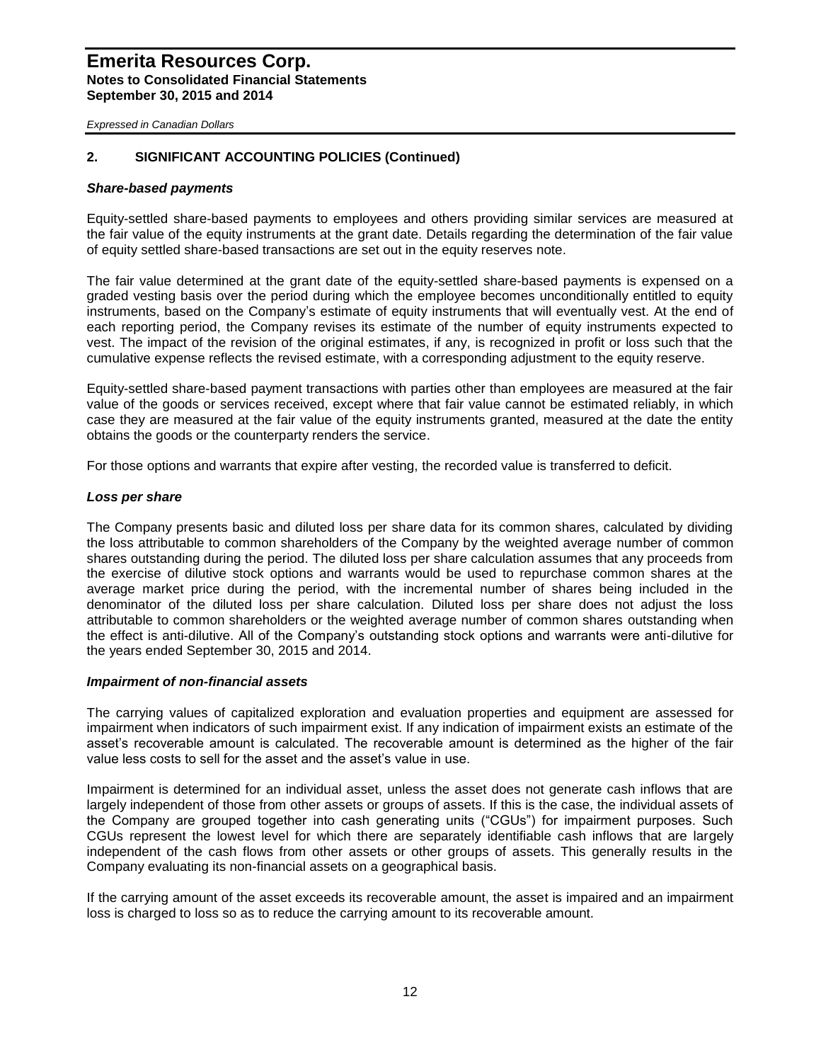## 2. SIGNIFICANT ACCOUNTING POLICIES (Continued)

### *Share-based payments*

Equity-settled share-based payments to employees and others providing similar services are measured at the fair value of the equity instruments at the grant date. Details regarding the determination of the fair value of equity settled share-based transactions are set out in the equity reserves note.

The fair value determined at the grant date of the equity-settled share-based payments is expensed on a graded vesting basis over the period during which the employee becomes unconditionally entitled to equity instruments, based on the Company's estimate of equity instruments that will eventually vest. At the end of each reporting period, the Company revises its estimate of the number of equity instruments expected to vest. The impact of the revision of the original estimates, if any, is recognized in profit or loss such that the cumulative expense reflects the revised estimate, with a corresponding adjustment to the equity reserve.

Equity-settled share-based payment transactions with parties other than employees are measured at the fair value of the goods or services received, except where that fair value cannot be estimated reliably, in which case they are measured at the fair value of the equity instruments granted, measured at the date the entity obtains the goods or the counterparty renders the service.

For those options and warrants that expire after vesting, the recorded value is transferred to deficit.

### *Loss per share*

The Company presents basic and diluted loss per share data for its common shares, calculated by dividing the loss attributable to common shareholders of the Company by the weighted average number of common shares outstanding during the period. The diluted loss per share calculation assumes that any proceeds from the exercise of dilutive stock options and warrants would be used to repurchase common shares at the average market price during the period, with the incremental number of shares being included in the denominator of the diluted loss per share calculation. Diluted loss per share does not adjust the loss attributable to common shareholders or the weighted average number of common shares outstanding when the effect is anti-dilutive. All of the Company's outstanding stock options and warrants were anti-dilutive for the years ended September 30, 2015 and 2014.

### *Impairment of non-financial assets*

The carrying values of capitalized exploration and evaluation properties and equipment are assessed for impairment when indicators of such impairment exist. If any indication of impairment exists an estimate of the asset's recoverable amount is calculated. The recoverable amount is determined as the higher of the fair value less costs to sell for the asset and the asset's value in use.

Impairment is determined for an individual asset, unless the asset does not generate cash inflows that are largely independent of those from other assets or groups of assets. If this is the case, the individual assets of the Company are grouped together into cash generating units ("CGUs") for impairment purposes. Such CGUs represent the lowest level for which there are separately identifiable cash inflows that are largely independent of the cash flows from other assets or other groups of assets. This generally results in the Company evaluating its non-financial assets on a geographical basis.

If the carrying amount of the asset exceeds its recoverable amount, the asset is impaired and an impairment loss is charged to loss so as to reduce the carrying amount to its recoverable amount.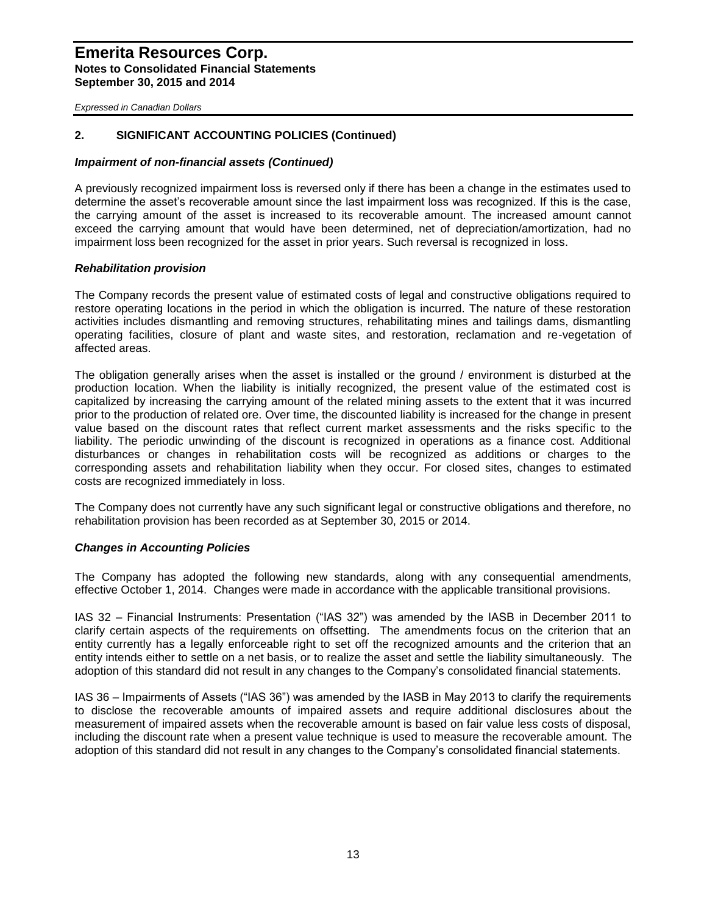## 2. SIGNIFICANT ACCOUNTING POLICIES (Continued)

### *Impairment of non-financial assets (Continued)*

A previously recognized impairment loss is reversed only if there has been a change in the estimates used to determine the asset's recoverable amount since the last impairment loss was recognized. If this is the case, the carrying amount of the asset is increased to its recoverable amount. The increased amount cannot exceed the carrying amount that would have been determined, net of depreciation/amortization, had no impairment loss been recognized for the asset in prior years. Such reversal is recognized in loss.

### *Rehabilitation provision*

The Company records the present value of estimated costs of legal and constructive obligations required to restore operating locations in the period in which the obligation is incurred. The nature of these restoration activities includes dismantling and removing structures, rehabilitating mines and tailings dams, dismantling operating facilities, closure of plant and waste sites, and restoration, reclamation and re-vegetation of affected areas.

The obligation generally arises when the asset is installed or the ground / environment is disturbed at the production location. When the liability is initially recognized, the present value of the estimated cost is capitalized by increasing the carrying amount of the related mining assets to the extent that it was incurred prior to the production of related ore. Over time, the discounted liability is increased for the change in present value based on the discount rates that reflect current market assessments and the risks specific to the liability. The periodic unwinding of the discount is recognized in operations as a finance cost. Additional disturbances or changes in rehabilitation costs will be recognized as additions or charges to the corresponding assets and rehabilitation liability when they occur. For closed sites, changes to estimated costs are recognized immediately in loss.

The Company does not currently have any such significant legal or constructive obligations and therefore, no rehabilitation provision has been recorded as at September 30, 2015 or 2014.

### *Changes in Accounting Policies*

The Company has adopted the following new standards, along with any consequential amendments, effective October 1, 2014. Changes were made in accordance with the applicable transitional provisions.

IAS 32 – Financial Instruments: Presentation ("IAS 32") was amended by the IASB in December 2011 to clarify certain aspects of the requirements on offsetting. The amendments focus on the criterion that an entity currently has a legally enforceable right to set off the recognized amounts and the criterion that an entity intends either to settle on a net basis, or to realize the asset and settle the liability simultaneously. The adoption of this standard did not result in any changes to the Company's consolidated financial statements.

IAS 36 – Impairments of Assets ("IAS 36") was amended by the IASB in May 2013 to clarify the requirements to disclose the recoverable amounts of impaired assets and require additional disclosures about the measurement of impaired assets when the recoverable amount is based on fair value less costs of disposal, including the discount rate when a present value technique is used to measure the recoverable amount. The adoption of this standard did not result in any changes to the Company's consolidated financial statements.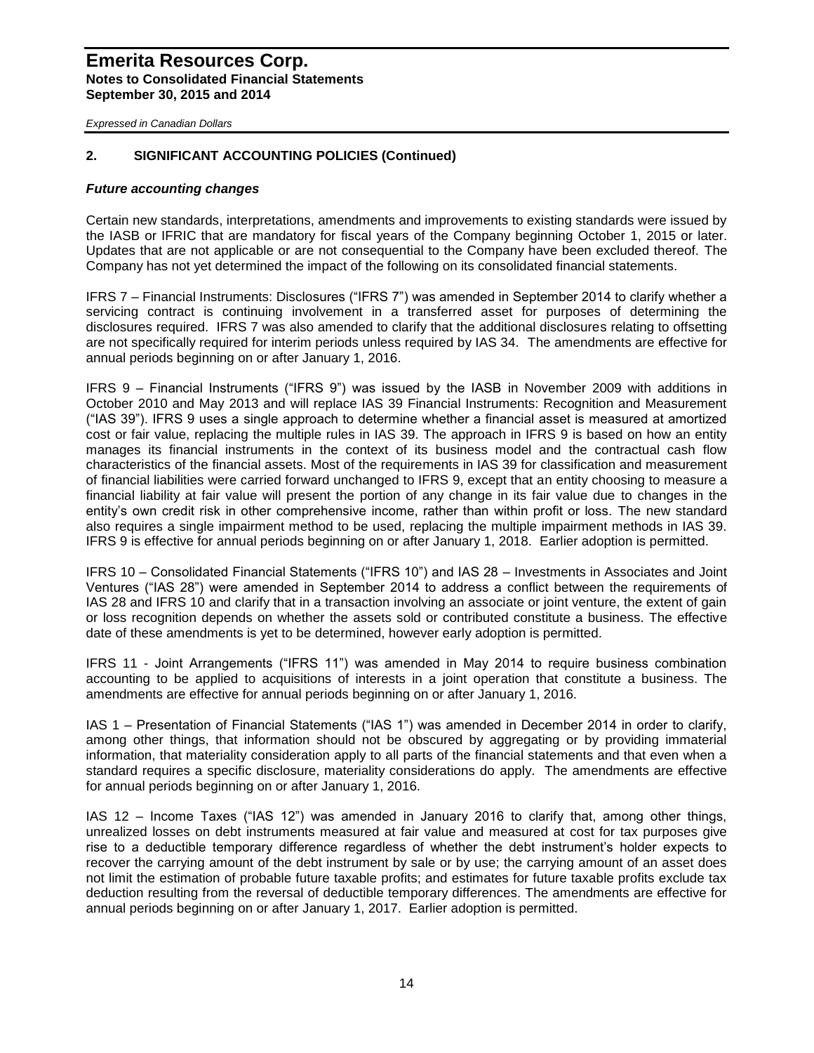# Emerita Resources Corp.

**Notes to Consolidated Financial Statements**
**September 30, 2015 and 2014**

*Expressed in Canadian Dollars*

## 2. SIGNIFICANT ACCOUNTING POLICIES (Continued)

***Future accounting changes***

Certain new standards, interpretations, amendments and improvements to existing standards were issued by the IASB or IFRIC that are mandatory for fiscal years of the Company beginning October 1, 2015 or later. Updates that are not applicable or are not consequential to the Company have been excluded thereof. The Company has not yet determined the impact of the following on its consolidated financial statements.

IFRS 7 – Financial Instruments: Disclosures ("IFRS 7") was amended in September 2014 to clarify whether a servicing contract is continuing involvement in a transferred asset for purposes of determining the disclosures required. IFRS 7 was also amended to clarify that the additional disclosures relating to offsetting are not specifically required for interim periods unless required by IAS 34. The amendments are effective for annual periods beginning on or after January 1, 2016.

IFRS 9 – Financial Instruments ("IFRS 9") was issued by the IASB in November 2009 with additions in October 2010 and May 2013 and will replace IAS 39 Financial Instruments: Recognition and Measurement ("IAS 39"). IFRS 9 uses a single approach to determine whether a financial asset is measured at amortized cost or fair value, replacing the multiple rules in IAS 39. The approach in IFRS 9 is based on how an entity manages its financial instruments in the context of its business model and the contractual cash flow characteristics of the financial assets. Most of the requirements in IAS 39 for classification and measurement of financial liabilities were carried forward unchanged to IFRS 9, except that an entity choosing to measure a financial liability at fair value will present the portion of any change in its fair value due to changes in the entity's own credit risk in other comprehensive income, rather than within profit or loss. The new standard also requires a single impairment method to be used, replacing the multiple impairment methods in IAS 39. IFRS 9 is effective for annual periods beginning on or after January 1, 2018. Earlier adoption is permitted.

IFRS 10 – Consolidated Financial Statements ("IFRS 10") and IAS 28 – Investments in Associates and Joint Ventures ("IAS 28") were amended in September 2014 to address a conflict between the requirements of IAS 28 and IFRS 10 and clarify that in a transaction involving an associate or joint venture, the extent of gain or loss recognition depends on whether the assets sold or contributed constitute a business. The effective date of these amendments is yet to be determined, however early adoption is permitted.

IFRS 11 - Joint Arrangements ("IFRS 11") was amended in May 2014 to require business combination accounting to be applied to acquisitions of interests in a joint operation that constitute a business. The amendments are effective for annual periods beginning on or after January 1, 2016.

IAS 1 – Presentation of Financial Statements ("IAS 1") was amended in December 2014 in order to clarify, among other things, that information should not be obscured by aggregating or by providing immaterial information, that materiality consideration apply to all parts of the financial statements and that even when a standard requires a specific disclosure, materiality considerations do apply. The amendments are effective for annual periods beginning on or after January 1, 2016.

IAS 12 – Income Taxes ("IAS 12") was amended in January 2016 to clarify that, among other things, unrealized losses on debt instruments measured at fair value and measured at cost for tax purposes give rise to a deductible temporary difference regardless of whether the debt instrument's holder expects to recover the carrying amount of the debt instrument by sale or by use; the carrying amount of an asset does not limit the estimation of probable future taxable profits; and estimates for future taxable profits exclude tax deduction resulting from the reversal of deductible temporary differences. The amendments are effective for annual periods beginning on or after January 1, 2017. Earlier adoption is permitted.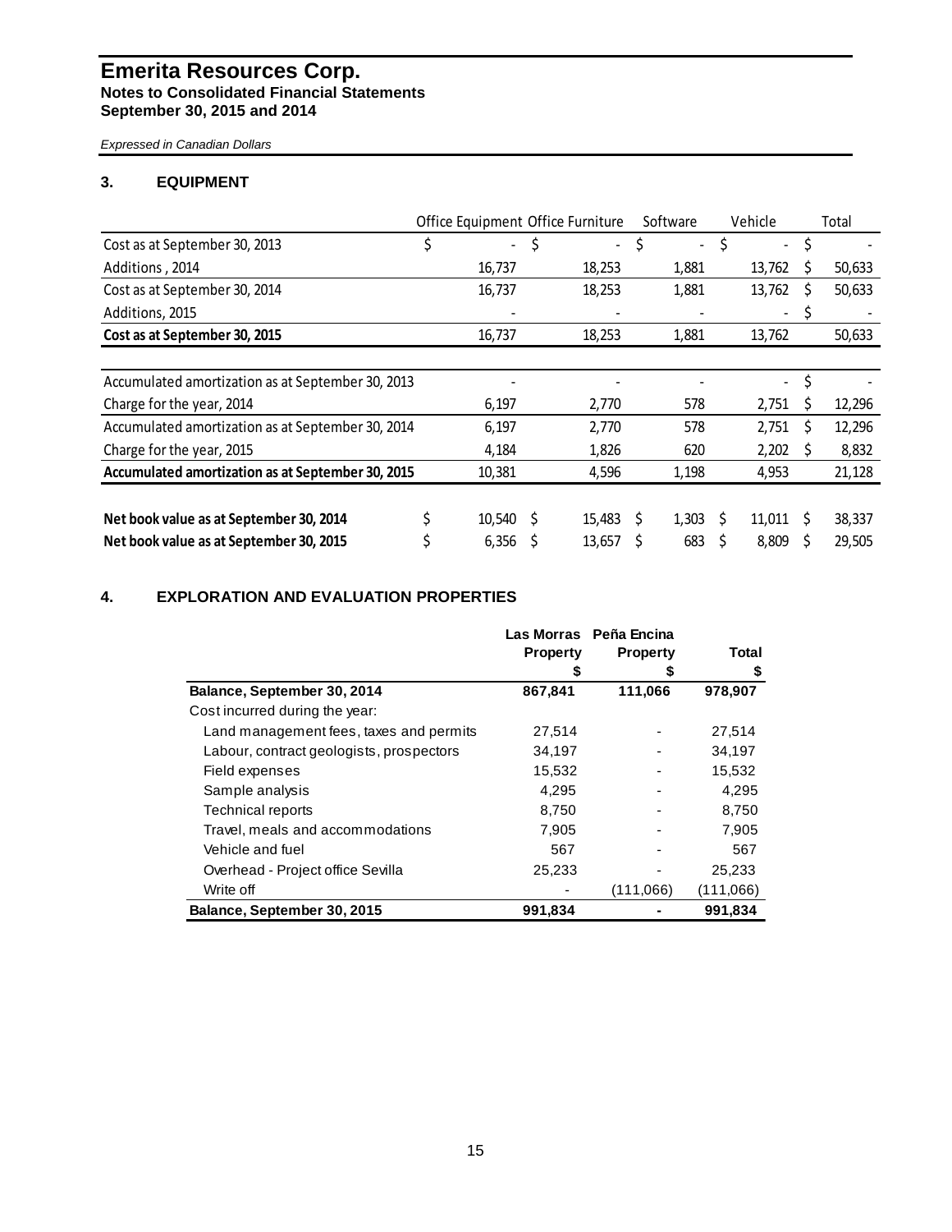# Emerita Resources Corp.
**Notes to Consolidated Financial Statements**
**September 30, 2015 and 2014**

*Expressed in Canadian Dollars*

## 3. EQUIPMENT

| | Office Equipment | Office Furniture | Software | Vehicle | Total |
|---|---|---|---|---|---|
| Cost as at September 30, 2013 | $ - | $ - | $ - | $ - | $ - |
| Additions , 2014 | 16,737 | 18,253 | 1,881 | 13,762 | $ 50,633 |
| Cost as at September 30, 2014 | 16,737 | 18,253 | 1,881 | 13,762 | $ 50,633 |
| Additions, 2015 | - | - | - | - | $ - |
| **Cost as at September 30, 2015** | 16,737 | 18,253 | 1,881 | 13,762 | 50,633 |
| | | | | | |
| Accumulated amortization as at September 30, 2013 | - | - | - | - | $ - |
| Charge for the year, 2014 | 6,197 | 2,770 | 578 | 2,751 | $ 12,296 |
| Accumulated amortization as at September 30, 2014 | 6,197 | 2,770 | 578 | 2,751 | $ 12,296 |
| Charge for the year, 2015 | 4,184 | 1,826 | 620 | 2,202 | $ 8,832 |
| **Accumulated amortization as at September 30, 2015** | 10,381 | 4,596 | 1,198 | 4,953 | 21,128 |
| | | | | | |
| **Net book value as at September 30, 2014** | $ 10,540 | $ 15,483 | $ 1,303 | $ 11,011 | $ 38,337 |
| **Net book value as at September 30, 2015** | $ 6,356 | $ 13,657 | $ 683 | $ 8,809 | $ 29,505 |

## 4. EXPLORATION AND EVALUATION PROPERTIES

| | Las Morras Property $ | Peña Encina Property $ | Total $ |
|---|---|---|---|
| **Balance, September 30, 2014** | **867,841** | **111,066** | **978,907** |
| Cost incurred during the year: | | | |
| Land management fees, taxes and permits | 27,514 | - | 27,514 |
| Labour, contract geologists, prospectors | 34,197 | - | 34,197 |
| Field expenses | 15,532 | - | 15,532 |
| Sample analysis | 4,295 | - | 4,295 |
| Technical reports | 8,750 | - | 8,750 |
| Travel, meals and accommodations | 7,905 | - | 7,905 |
| Vehicle and fuel | 567 | - | 567 |
| Overhead - Project office Sevilla | 25,233 | - | 25,233 |
| Write off | - | (111,066) | (111,066) |
| **Balance, September 30, 2015** | **991,834** | **-** | **991,834** |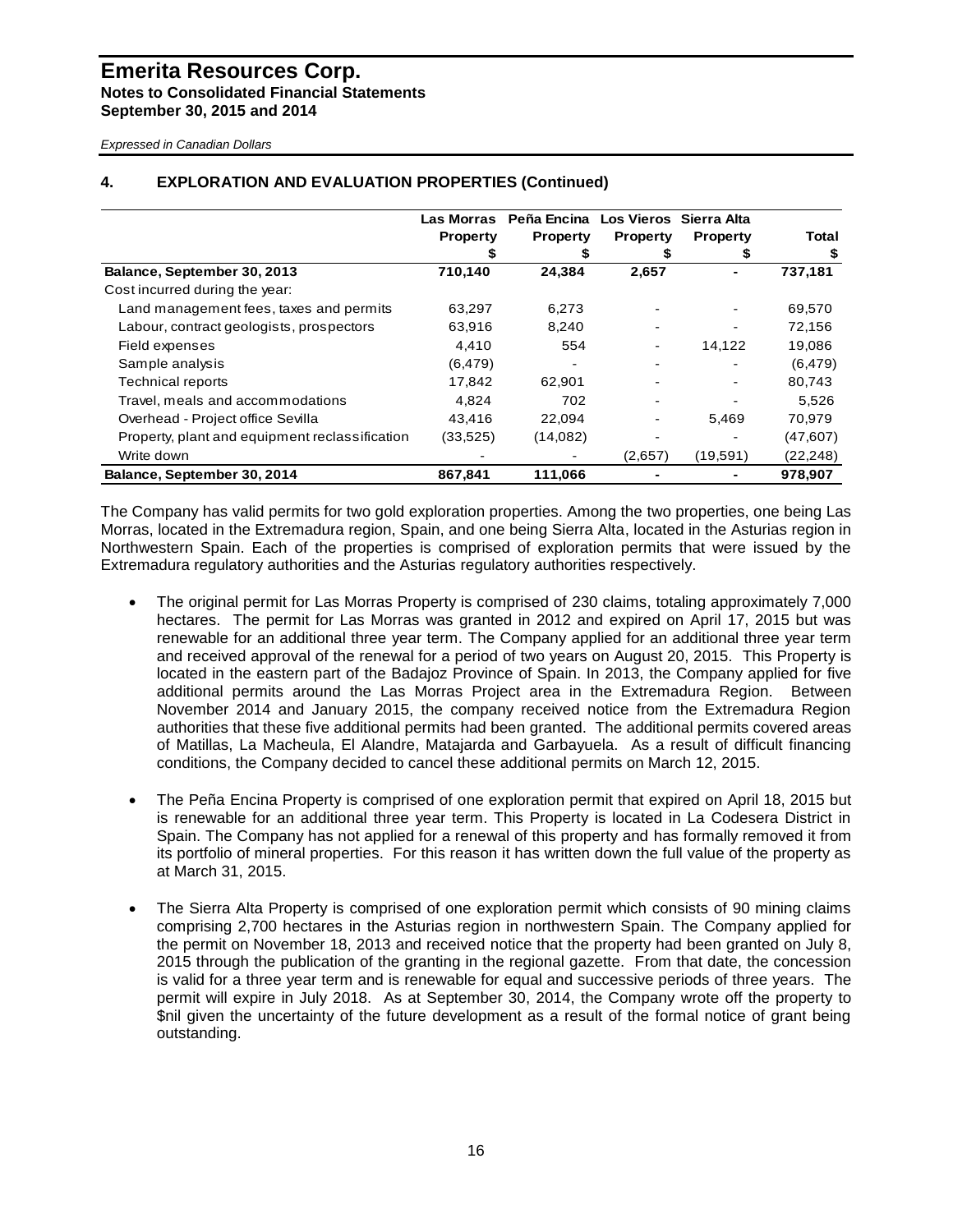# Emerita Resources Corp.

**Notes to Consolidated Financial Statements**
**September 30, 2015 and 2014**

*Expressed in Canadian Dollars*

## 4. EXPLORATION AND EVALUATION PROPERTIES (Continued)

| | Las Morras Property $ | Peña Encina Property $ | Los Vieros Property $ | Sierra Alta Property $ | Total $ |
|---|---|---|---|---|---|
| **Balance, September 30, 2013** | **710,140** | **24,384** | **2,657** | **-** | **737,181** |
| Cost incurred during the year: | | | | | |
| Land management fees, taxes and permits | 63,297 | 6,273 | - | - | 69,570 |
| Labour, contract geologists, prospectors | 63,916 | 8,240 | - | - | 72,156 |
| Field expenses | 4,410 | 554 | - | 14,122 | 19,086 |
| Sample analysis | (6,479) | - | - | - | (6,479) |
| Technical reports | 17,842 | 62,901 | - | - | 80,743 |
| Travel, meals and accommodations | 4,824 | 702 | - | - | 5,526 |
| Overhead - Project office Sevilla | 43,416 | 22,094 | - | 5,469 | 70,979 |
| Property, plant and equipment reclassification | (33,525) | (14,082) | - | - | (47,607) |
| Write down | - | - | (2,657) | (19,591) | (22,248) |
| **Balance, September 30, 2014** | **867,841** | **111,066** | **-** | **-** | **978,907** |

The Company has valid permits for two gold exploration properties. Among the two properties, one being Las Morras, located in the Extremadura region, Spain, and one being Sierra Alta, located in the Asturias region in Northwestern Spain. Each of the properties is comprised of exploration permits that were issued by the Extremadura regulatory authorities and the Asturias regulatory authorities respectively.

- The original permit for Las Morras Property is comprised of 230 claims, totaling approximately 7,000 hectares. The permit for Las Morras was granted in 2012 and expired on April 17, 2015 but was renewable for an additional three year term. The Company applied for an additional three year term and received approval of the renewal for a period of two years on August 20, 2015. This Property is located in the eastern part of the Badajoz Province of Spain. In 2013, the Company applied for five additional permits around the Las Morras Project area in the Extremadura Region. Between November 2014 and January 2015, the company received notice from the Extremadura Region authorities that these five additional permits had been granted. The additional permits covered areas of Matillas, La Macheula, El Alandre, Matajarda and Garbayuela. As a result of difficult financing conditions, the Company decided to cancel these additional permits on March 12, 2015.

- The Peña Encina Property is comprised of one exploration permit that expired on April 18, 2015 but is renewable for an additional three year term. This Property is located in La Codesera District in Spain. The Company has not applied for a renewal of this property and has formally removed it from its portfolio of mineral properties. For this reason it has written down the full value of the property as at March 31, 2015.

- The Sierra Alta Property is comprised of one exploration permit which consists of 90 mining claims comprising 2,700 hectares in the Asturias region in northwestern Spain. The Company applied for the permit on November 18, 2013 and received notice that the property had been granted on July 8, 2015 through the publication of the granting in the regional gazette. From that date, the concession is valid for a three year term and is renewable for equal and successive periods of three years. The permit will expire in July 2018. As at September 30, 2014, the Company wrote off the property to $nil given the uncertainty of the future development as a result of the formal notice of grant being outstanding.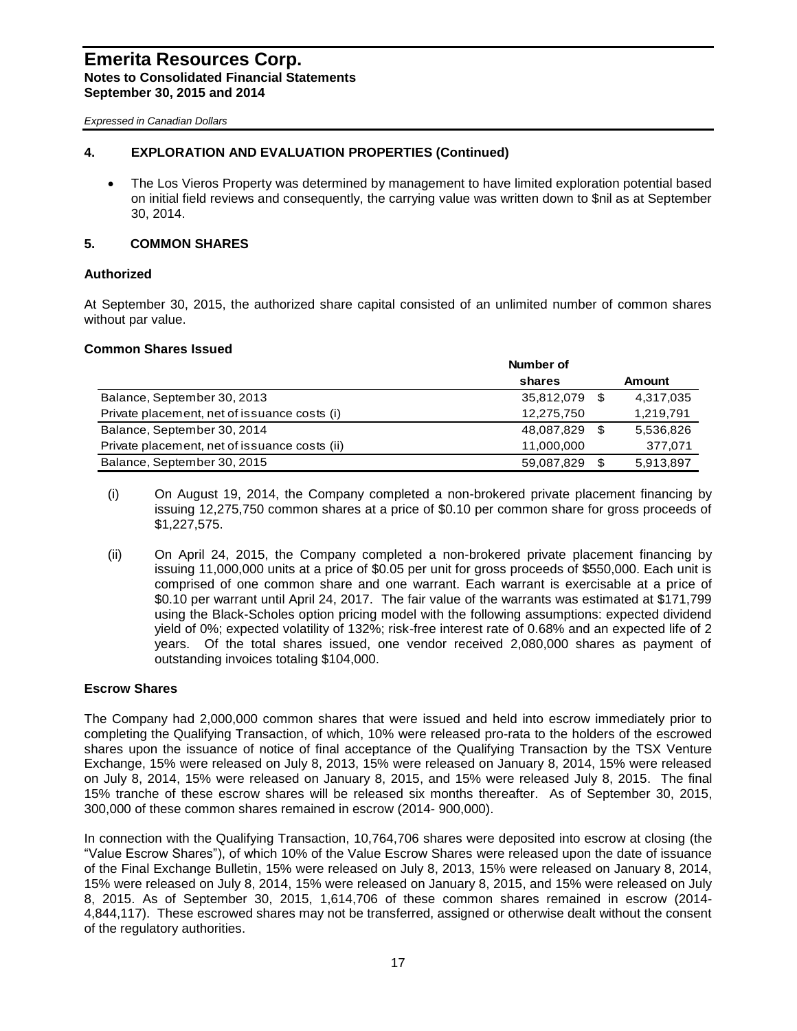## 4. EXPLORATION AND EVALUATION PROPERTIES (Continued)

- The Los Vieros Property was determined by management to have limited exploration potential based on initial field reviews and consequently, the carrying value was written down to $nil as at September 30, 2014.

## 5. COMMON SHARES

### Authorized

At September 30, 2015, the authorized share capital consisted of an unlimited number of common shares without par value.

### Common Shares Issued

| | Number of shares | | Amount |
|---|---|---|---|
| Balance, September 30, 2013 | 35,812,079 | $ | 4,317,035 |
| Private placement, net of issuance costs (i) | 12,275,750 | | 1,219,791 |
| Balance, September 30, 2014 | 48,087,829 | $ | 5,536,826 |
| Private placement, net of issuance costs (ii) | 11,000,000 | | 377,071 |
| Balance, September 30, 2015 | 59,087,829 | $ | 5,913,897 |

(i) On August 19, 2014, the Company completed a non-brokered private placement financing by issuing 12,275,750 common shares at a price of $0.10 per common share for gross proceeds of $1,227,575.

(ii) On April 24, 2015, the Company completed a non-brokered private placement financing by issuing 11,000,000 units at a price of $0.05 per unit for gross proceeds of $550,000. Each unit is comprised of one common share and one warrant. Each warrant is exercisable at a price of $0.10 per warrant until April 24, 2017. The fair value of the warrants was estimated at $171,799 using the Black-Scholes option pricing model with the following assumptions: expected dividend yield of 0%; expected volatility of 132%; risk-free interest rate of 0.68% and an expected life of 2 years. Of the total shares issued, one vendor received 2,080,000 shares as payment of outstanding invoices totaling $104,000.

### Escrow Shares

The Company had 2,000,000 common shares that were issued and held into escrow immediately prior to completing the Qualifying Transaction, of which, 10% were released pro-rata to the holders of the escrowed shares upon the issuance of notice of final acceptance of the Qualifying Transaction by the TSX Venture Exchange, 15% were released on July 8, 2013, 15% were released on January 8, 2014, 15% were released on July 8, 2014, 15% were released on January 8, 2015, and 15% were released July 8, 2015. The final 15% tranche of these escrow shares will be released six months thereafter. As of September 30, 2015, 300,000 of these common shares remained in escrow (2014- 900,000).

In connection with the Qualifying Transaction, 10,764,706 shares were deposited into escrow at closing (the "Value Escrow Shares"), of which 10% of the Value Escrow Shares were released upon the date of issuance of the Final Exchange Bulletin, 15% were released on July 8, 2013, 15% were released on January 8, 2014, 15% were released on July 8, 2014, 15% were released on January 8, 2015, and 15% were released on July 8, 2015. As of September 30, 2015, 1,614,706 of these common shares remained in escrow (2014- 4,844,117). These escrowed shares may not be transferred, assigned or otherwise dealt without the consent of the regulatory authorities.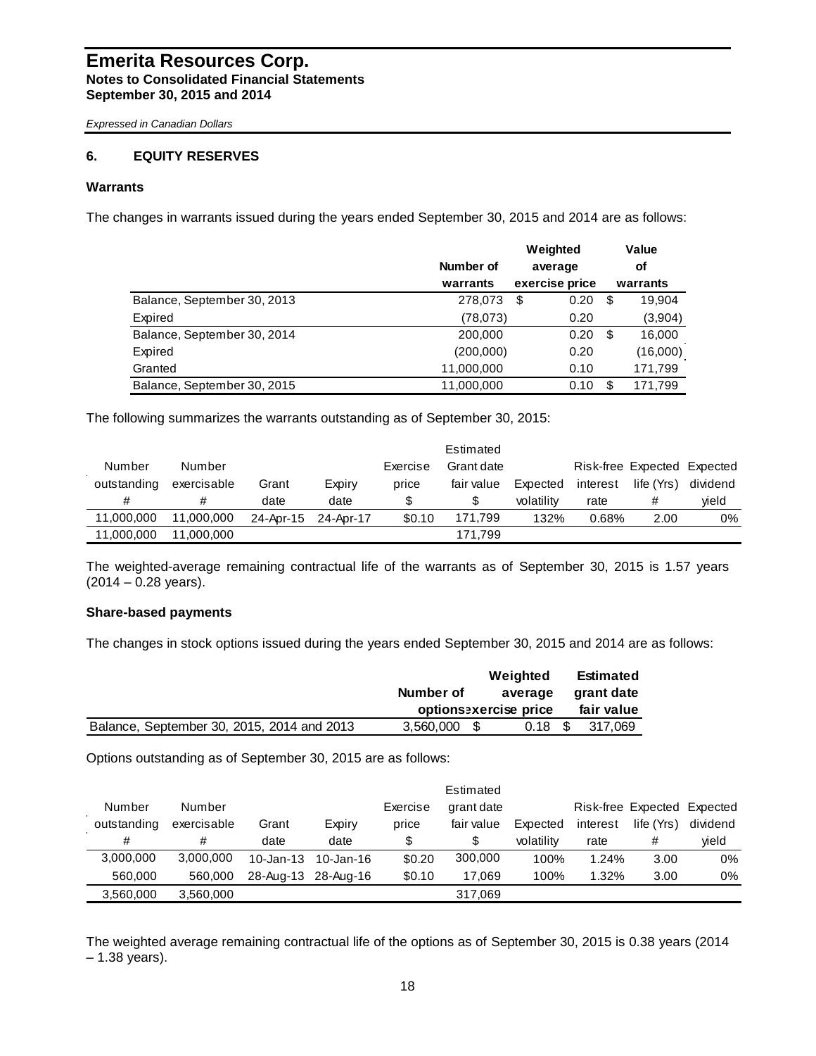# Emerita Resources Corp.
**Notes to Consolidated Financial Statements**
**September 30, 2015 and 2014**

*Expressed in Canadian Dollars*

## 6. EQUITY RESERVES

### Warrants

The changes in warrants issued during the years ended September 30, 2015 and 2014 are as follows:

| | Number of warrants | Weighted average exercise price | Value of warrants |
|---|---|---|---|
| Balance, September 30, 2013 | 278,073 | $ 0.20 | $ 19,904 |
| Expired | (78,073) | 0.20 | (3,904) |
| Balance, September 30, 2014 | 200,000 | 0.20 | $ 16,000 |
| Expired | (200,000) | 0.20 | (16,000) |
| Granted | 11,000,000 | 0.10 | 171,799 |
| Balance, September 30, 2015 | 11,000,000 | 0.10 | $ 171,799 |

The following summarizes the warrants outstanding as of September 30, 2015:

| Number outstanding # | Number exercisable # | Grant date | Expiry date | Exercise price $ | Estimated Grant date fair value $ | Expected volatility | Risk-free interest rate | Expected life (Yrs) # | Expected dividend yield |
|---|---|---|---|---|---|---|---|---|---|
| 11,000,000 | 11,000,000 | 24-Apr-15 | 24-Apr-17 | $0.10 | 171,799 | 132% | 0.68% | 2.00 | 0% |
| 11,000,000 | 11,000,000 | | | | 171,799 | | | | |

The weighted-average remaining contractual life of the warrants as of September 30, 2015 is 1.57 years (2014 – 0.28 years).

### Share-based payments

The changes in stock options issued during the years ended September 30, 2015 and 2014 are as follows:

| | Number of options | Weighted average exercise price | Estimated grant date fair value |
|---|---|---|---|
| Balance, September 30, 2015, 2014 and 2013 | 3,560,000 | $ 0.18 | $ 317,069 |

Options outstanding as of September 30, 2015 are as follows:

| Number outstanding # | Number exercisable # | Grant date | Expiry date | Exercise price $ | Estimated grant date fair value $ | Expected volatility | Risk-free interest rate | Expected life (Yrs) # | Expected dividend yield |
|---|---|---|---|---|---|---|---|---|---|
| 3,000,000 | 3,000,000 | 10-Jan-13 | 10-Jan-16 | $0.20 | 300,000 | 100% | 1.24% | 3.00 | 0% |
| 560,000 | 560,000 | 28-Aug-13 | 28-Aug-16 | $0.10 | 17,069 | 100% | 1.32% | 3.00 | 0% |
| 3,560,000 | 3,560,000 | | | | 317,069 | | | | |

The weighted average remaining contractual life of the options as of September 30, 2015 is 0.38 years (2014 – 1.38 years).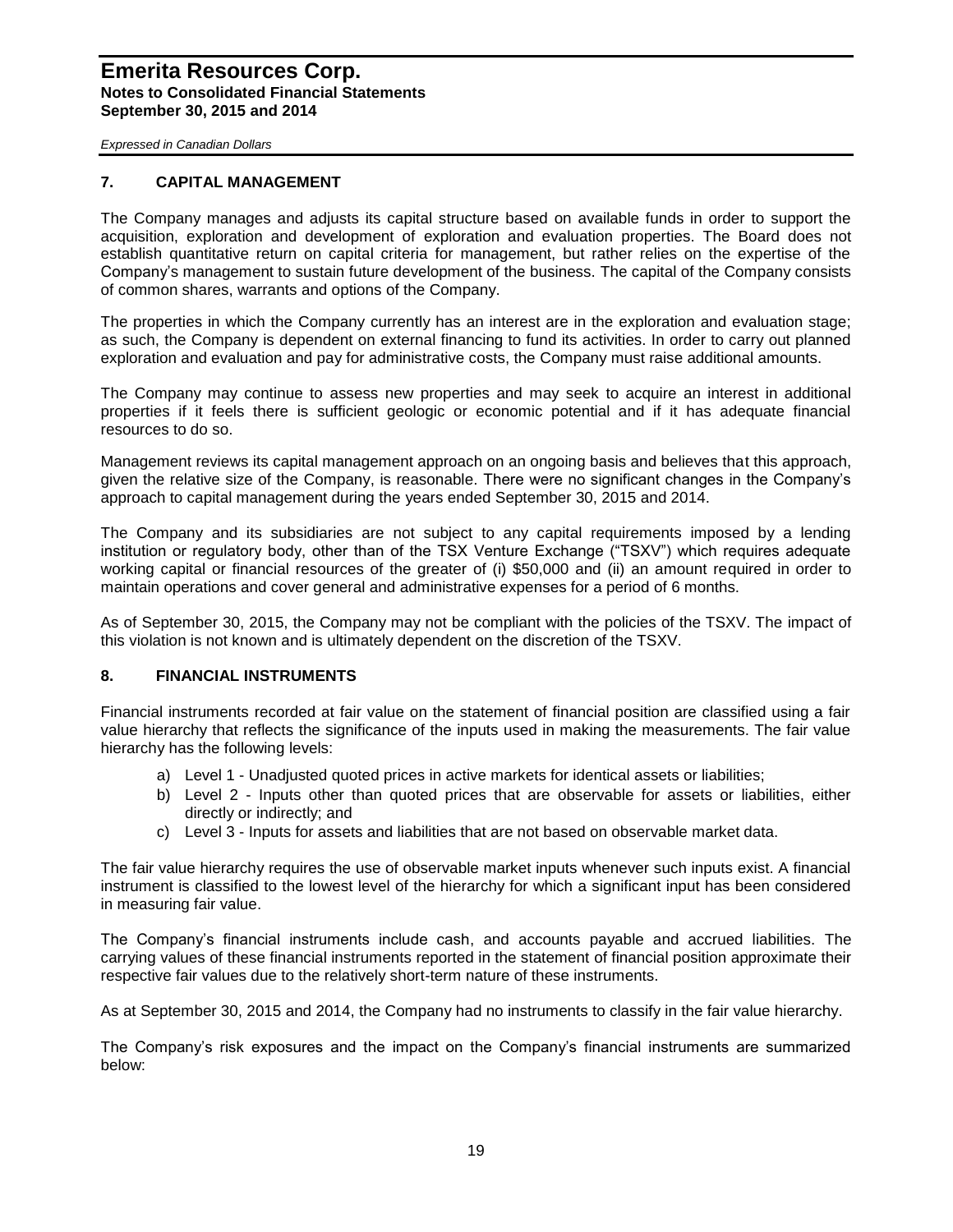## 7. CAPITAL MANAGEMENT

The Company manages and adjusts its capital structure based on available funds in order to support the acquisition, exploration and development of exploration and evaluation properties. The Board does not establish quantitative return on capital criteria for management, but rather relies on the expertise of the Company's management to sustain future development of the business. The capital of the Company consists of common shares, warrants and options of the Company.

The properties in which the Company currently has an interest are in the exploration and evaluation stage; as such, the Company is dependent on external financing to fund its activities. In order to carry out planned exploration and evaluation and pay for administrative costs, the Company must raise additional amounts.

The Company may continue to assess new properties and may seek to acquire an interest in additional properties if it feels there is sufficient geologic or economic potential and if it has adequate financial resources to do so.

Management reviews its capital management approach on an ongoing basis and believes that this approach, given the relative size of the Company, is reasonable. There were no significant changes in the Company's approach to capital management during the years ended September 30, 2015 and 2014.

The Company and its subsidiaries are not subject to any capital requirements imposed by a lending institution or regulatory body, other than of the TSX Venture Exchange ("TSXV") which requires adequate working capital or financial resources of the greater of (i) $50,000 and (ii) an amount required in order to maintain operations and cover general and administrative expenses for a period of 6 months.

As of September 30, 2015, the Company may not be compliant with the policies of the TSXV. The impact of this violation is not known and is ultimately dependent on the discretion of the TSXV.

## 8. FINANCIAL INSTRUMENTS

Financial instruments recorded at fair value on the statement of financial position are classified using a fair value hierarchy that reflects the significance of the inputs used in making the measurements. The fair value hierarchy has the following levels:

a) Level 1 - Unadjusted quoted prices in active markets for identical assets or liabilities;
b) Level 2 - Inputs other than quoted prices that are observable for assets or liabilities, either directly or indirectly; and
c) Level 3 - Inputs for assets and liabilities that are not based on observable market data.

The fair value hierarchy requires the use of observable market inputs whenever such inputs exist. A financial instrument is classified to the lowest level of the hierarchy for which a significant input has been considered in measuring fair value.

The Company's financial instruments include cash, and accounts payable and accrued liabilities. The carrying values of these financial instruments reported in the statement of financial position approximate their respective fair values due to the relatively short-term nature of these instruments.

As at September 30, 2015 and 2014, the Company had no instruments to classify in the fair value hierarchy.

The Company's risk exposures and the impact on the Company's financial instruments are summarized below: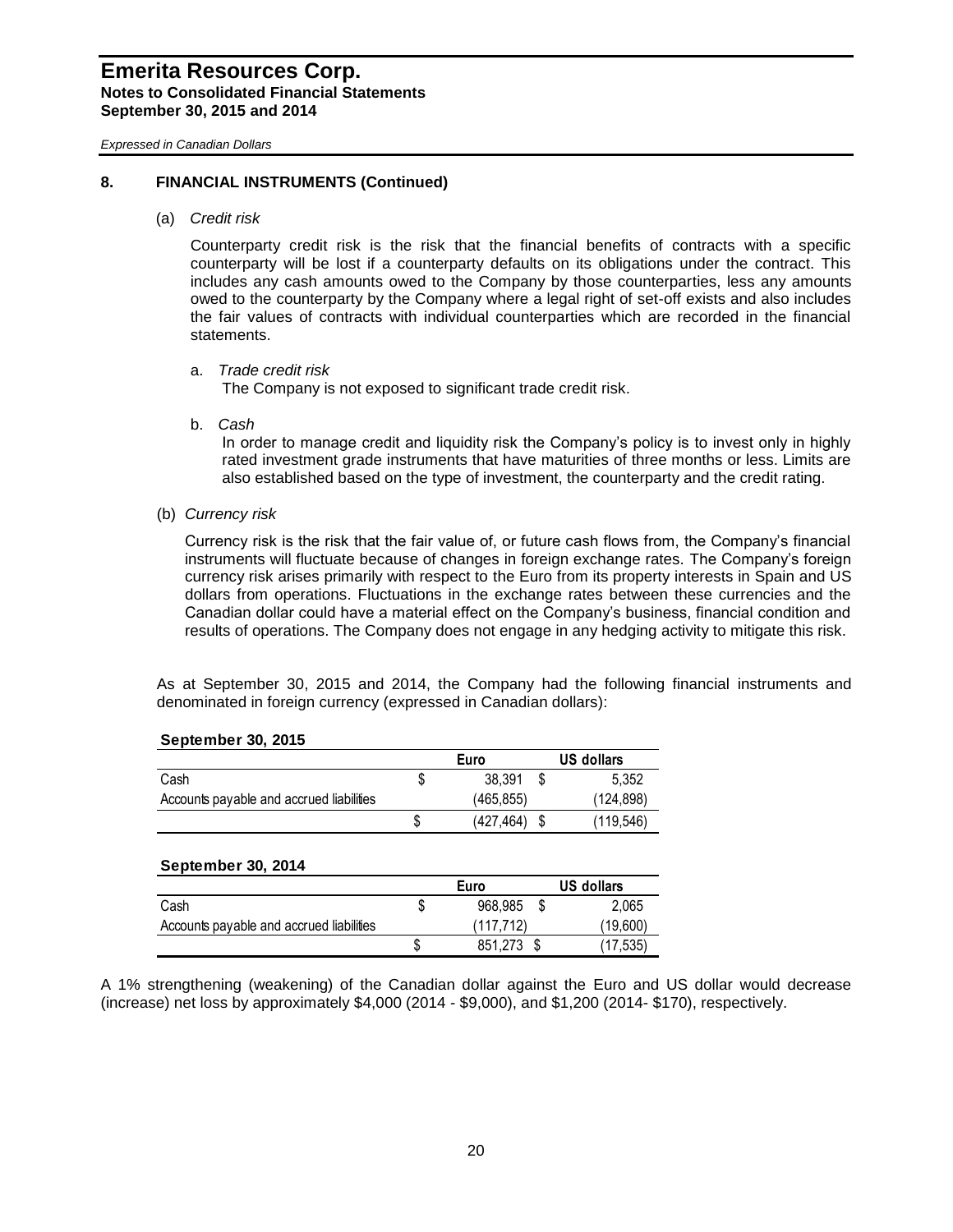## 8. FINANCIAL INSTRUMENTS (Continued)

(a) *Credit risk*

Counterparty credit risk is the risk that the financial benefits of contracts with a specific counterparty will be lost if a counterparty defaults on its obligations under the contract. This includes any cash amounts owed to the Company by those counterparties, less any amounts owed to the counterparty by the Company where a legal right of set-off exists and also includes the fair values of contracts with individual counterparties which are recorded in the financial statements.

a. *Trade credit risk*
The Company is not exposed to significant trade credit risk.

b. *Cash*
In order to manage credit and liquidity risk the Company's policy is to invest only in highly rated investment grade instruments that have maturities of three months or less. Limits are also established based on the type of investment, the counterparty and the credit rating.

(b) *Currency risk*

Currency risk is the risk that the fair value of, or future cash flows from, the Company's financial instruments will fluctuate because of changes in foreign exchange rates. The Company's foreign currency risk arises primarily with respect to the Euro from its property interests in Spain and US dollars from operations. Fluctuations in the exchange rates between these currencies and the Canadian dollar could have a material effect on the Company's business, financial condition and results of operations. The Company does not engage in any hedging activity to mitigate this risk.

As at September 30, 2015 and 2014, the Company had the following financial instruments and denominated in foreign currency (expressed in Canadian dollars):

**September 30, 2015**

| | Euro | US dollars |
|---|---|---|
| Cash | $ 38,391 | $ 5,352 |
| Accounts payable and accrued liabilities | (465,855) | (124,898) |
| | $ (427,464) | $ (119,546) |

**September 30, 2014**

| | Euro | US dollars |
|---|---|---|
| Cash | $ 968,985 | $ 2,065 |
| Accounts payable and accrued liabilities | (117,712) | (19,600) |
| | $ 851,273 | $ (17,535) |

A 1% strengthening (weakening) of the Canadian dollar against the Euro and US dollar would decrease (increase) net loss by approximately $4,000 (2014 - $9,000), and $1,200 (2014- $170), respectively.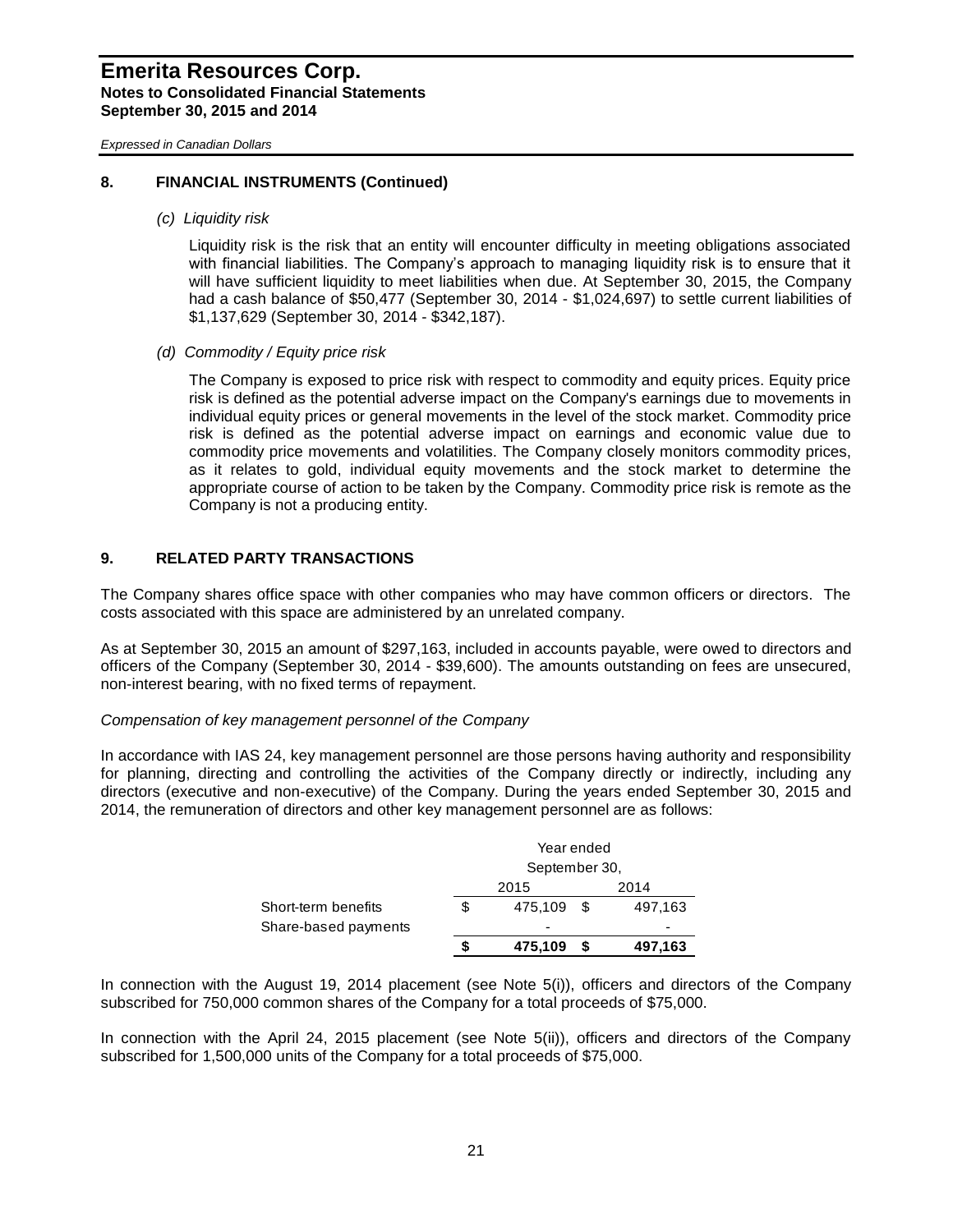## 8. FINANCIAL INSTRUMENTS (Continued)

*(c) Liquidity risk*

Liquidity risk is the risk that an entity will encounter difficulty in meeting obligations associated with financial liabilities. The Company's approach to managing liquidity risk is to ensure that it will have sufficient liquidity to meet liabilities when due. At September 30, 2015, the Company had a cash balance of $50,477 (September 30, 2014 - $1,024,697) to settle current liabilities of $1,137,629 (September 30, 2014 - $342,187).

*(d) Commodity / Equity price risk*

The Company is exposed to price risk with respect to commodity and equity prices. Equity price risk is defined as the potential adverse impact on the Company's earnings due to movements in individual equity prices or general movements in the level of the stock market. Commodity price risk is defined as the potential adverse impact on earnings and economic value due to commodity price movements and volatilities. The Company closely monitors commodity prices, as it relates to gold, individual equity movements and the stock market to determine the appropriate course of action to be taken by the Company. Commodity price risk is remote as the Company is not a producing entity.

## 9. RELATED PARTY TRANSACTIONS

The Company shares office space with other companies who may have common officers or directors. The costs associated with this space are administered by an unrelated company.

As at September 30, 2015 an amount of $297,163, included in accounts payable, were owed to directors and officers of the Company (September 30, 2014 - $39,600). The amounts outstanding on fees are unsecured, non-interest bearing, with no fixed terms of repayment.

*Compensation of key management personnel of the Company*

In accordance with IAS 24, key management personnel are those persons having authority and responsibility for planning, directing and controlling the activities of the Company directly or indirectly, including any directors (executive and non-executive) of the Company. During the years ended September 30, 2015 and 2014, the remuneration of directors and other key management personnel are as follows:

| | Year ended September 30, 2015 | Year ended September 30, 2014 |
|---|---|---|
| Short-term benefits | $ 475,109 | $ 497,163 |
| Share-based payments | - | - |
| | **$ 475,109** | **$ 497,163** |

In connection with the August 19, 2014 placement (see Note 5(i)), officers and directors of the Company subscribed for 750,000 common shares of the Company for a total proceeds of $75,000.

In connection with the April 24, 2015 placement (see Note 5(ii)), officers and directors of the Company subscribed for 1,500,000 units of the Company for a total proceeds of $75,000.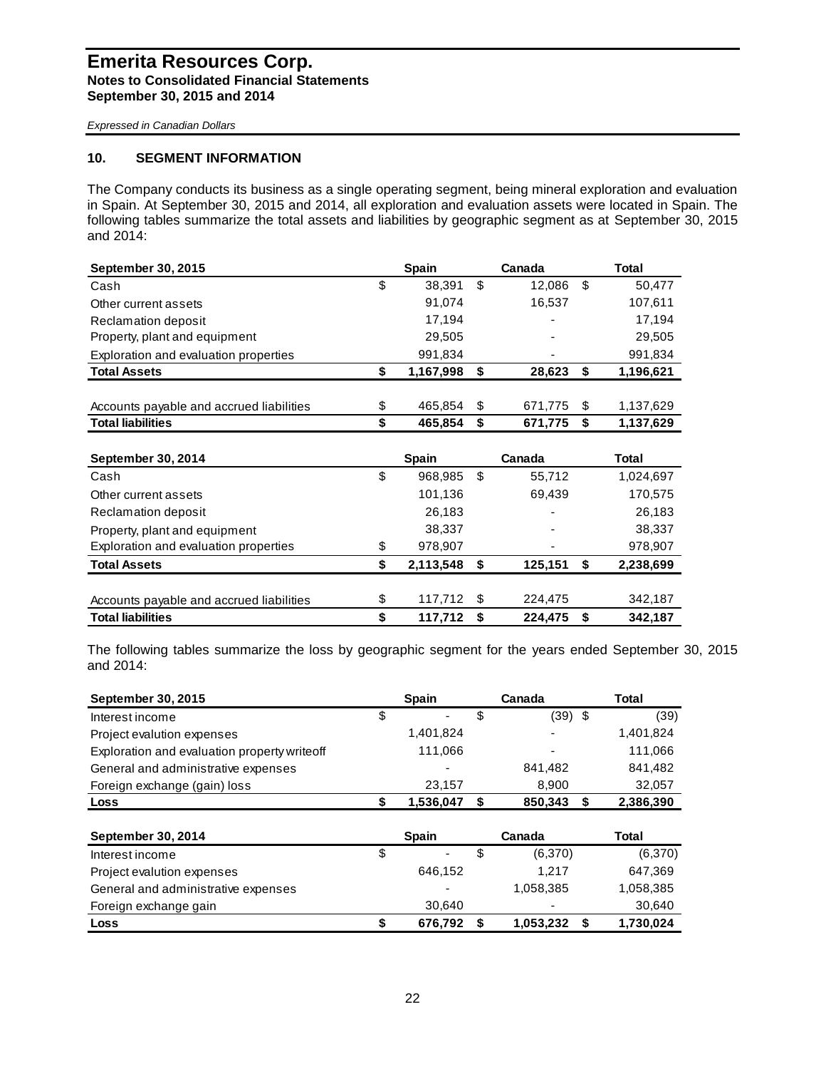# Emerita Resources Corp.
**Notes to Consolidated Financial Statements**
**September 30, 2015 and 2014**

*Expressed in Canadian Dollars*

## 10. SEGMENT INFORMATION

The Company conducts its business as a single operating segment, being mineral exploration and evaluation in Spain. At September 30, 2015 and 2014, all exploration and evaluation assets were located in Spain. The following tables summarize the total assets and liabilities by geographic segment as at September 30, 2015 and 2014:

| September 30, 2015 | Spain | Canada | Total |
|---|---|---|---|
| Cash | $ 38,391 | $ 12,086 | $ 50,477 |
| Other current assets | 91,074 | 16,537 | 107,611 |
| Reclamation deposit | 17,194 | - | 17,194 |
| Property, plant and equipment | 29,505 | - | 29,505 |
| Exploration and evaluation properties | 991,834 | - | 991,834 |
| **Total Assets** | **$ 1,167,998** | **$ 28,623** | **$ 1,196,621** |
| | | | |
| Accounts payable and accrued liabilities | $ 465,854 | $ 671,775 | $ 1,137,629 |
| **Total liabilities** | **$ 465,854** | **$ 671,775** | **$ 1,137,629** |

| September 30, 2014 | Spain | Canada | Total |
|---|---|---|---|
| Cash | $ 968,985 | $ 55,712 | 1,024,697 |
| Other current assets | 101,136 | 69,439 | 170,575 |
| Reclamation deposit | 26,183 | - | 26,183 |
| Property, plant and equipment | 38,337 | - | 38,337 |
| Exploration and evaluation properties | $ 978,907 | - | 978,907 |
| **Total Assets** | **$ 2,113,548** | **$ 125,151** | **$ 2,238,699** |
| | | | |
| Accounts payable and accrued liabilities | $ 117,712 | $ 224,475 | 342,187 |
| **Total liabilities** | **$ 117,712** | **$ 224,475** | **$ 342,187** |

The following tables summarize the loss by geographic segment for the years ended September 30, 2015 and 2014:

| September 30, 2015 | Spain | Canada | Total |
|---|---|---|---|
| Interest income | $ - | $ (39) | $ (39) |
| Project evalution expenses | 1,401,824 | - | 1,401,824 |
| Exploration and evaluation property writeoff | 111,066 | - | 111,066 |
| General and administrative expenses | - | 841,482 | 841,482 |
| Foreign exchange (gain) loss | 23,157 | 8,900 | 32,057 |
| **Loss** | **$ 1,536,047** | **$ 850,343** | **$ 2,386,390** |

| September 30, 2014 | Spain | Canada | Total |
|---|---|---|---|
| Interest income | $ - | $ (6,370) | (6,370) |
| Project evalution expenses | 646,152 | 1,217 | 647,369 |
| General and administrative expenses | - | 1,058,385 | 1,058,385 |
| Foreign exchange gain | 30,640 | - | 30,640 |
| **Loss** | **$ 676,792** | **$ 1,053,232** | **$ 1,730,024** |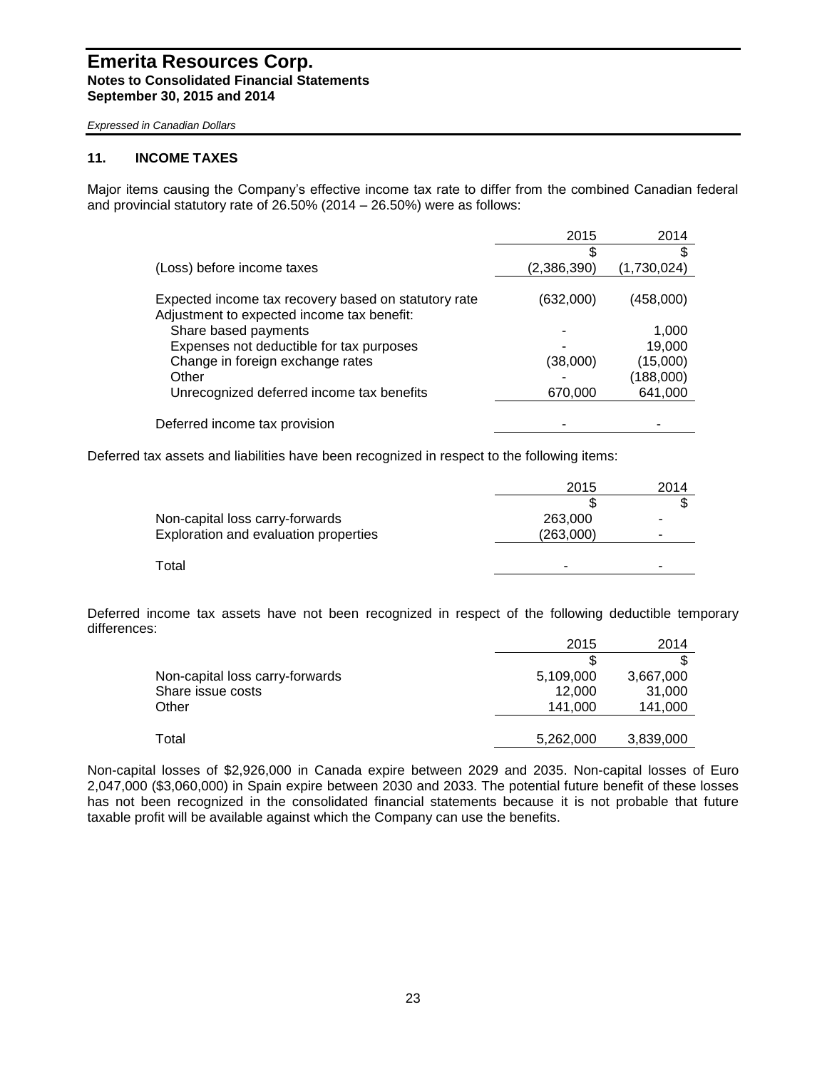## 11. INCOME TAXES

Major items causing the Company's effective income tax rate to differ from the combined Canadian federal and provincial statutory rate of 26.50% (2014 – 26.50%) were as follows:

| | 2015 | 2014 |
|---|---|---|
| | $ | $ |
| (Loss) before income taxes | (2,386,390) | (1,730,024) |
| Expected income tax recovery based on statutory rate | (632,000) | (458,000) |
| Adjustment to expected income tax benefit: | | |
| Share based payments | - | 1,000 |
| Expenses not deductible for tax purposes | - | 19,000 |
| Change in foreign exchange rates | (38,000) | (15,000) |
| Other | - | (188,000) |
| Unrecognized deferred income tax benefits | 670,000 | 641,000 |
| Deferred income tax provision | - | - |

Deferred tax assets and liabilities have been recognized in respect to the following items:

| | 2015 | 2014 |
|---|---|---|
| | $ | $ |
| Non-capital loss carry-forwards | 263,000 | - |
| Exploration and evaluation properties | (263,000) | - |
| Total | - | - |

Deferred income tax assets have not been recognized in respect of the following deductible temporary differences:

| | 2015 | 2014 |
|---|---|---|
| | $ | $ |
| Non-capital loss carry-forwards | 5,109,000 | 3,667,000 |
| Share issue costs | 12,000 | 31,000 |
| Other | 141,000 | 141,000 |
| Total | 5,262,000 | 3,839,000 |

Non-capital losses of $2,926,000 in Canada expire between 2029 and 2035. Non-capital losses of Euro 2,047,000 ($3,060,000) in Spain expire between 2030 and 2033. The potential future benefit of these losses has not been recognized in the consolidated financial statements because it is not probable that future taxable profit will be available against which the Company can use the benefits.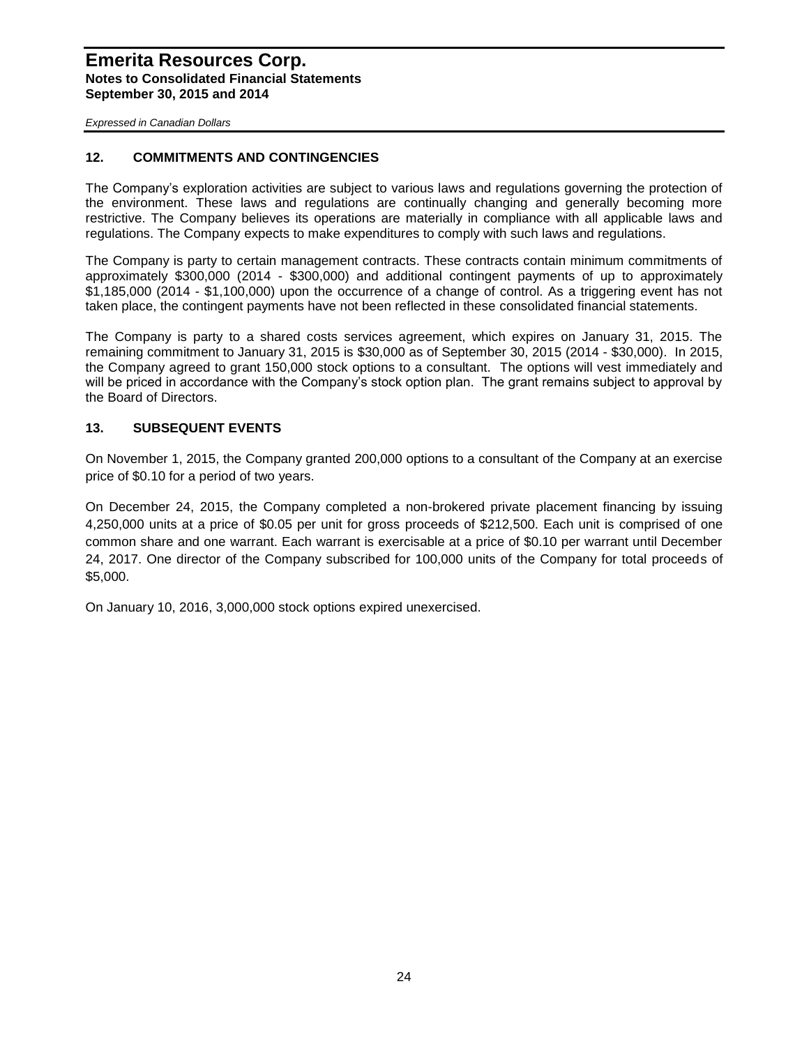## 12. COMMITMENTS AND CONTINGENCIES

The Company's exploration activities are subject to various laws and regulations governing the protection of the environment. These laws and regulations are continually changing and generally becoming more restrictive. The Company believes its operations are materially in compliance with all applicable laws and regulations. The Company expects to make expenditures to comply with such laws and regulations.

The Company is party to certain management contracts. These contracts contain minimum commitments of approximately $300,000 (2014 - $300,000) and additional contingent payments of up to approximately $1,185,000 (2014 - $1,100,000) upon the occurrence of a change of control. As a triggering event has not taken place, the contingent payments have not been reflected in these consolidated financial statements.

The Company is party to a shared costs services agreement, which expires on January 31, 2015. The remaining commitment to January 31, 2015 is $30,000 as of September 30, 2015 (2014 - $30,000). In 2015, the Company agreed to grant 150,000 stock options to a consultant. The options will vest immediately and will be priced in accordance with the Company's stock option plan. The grant remains subject to approval by the Board of Directors.

## 13. SUBSEQUENT EVENTS

On November 1, 2015, the Company granted 200,000 options to a consultant of the Company at an exercise price of $0.10 for a period of two years.

On December 24, 2015, the Company completed a non-brokered private placement financing by issuing 4,250,000 units at a price of $0.05 per unit for gross proceeds of $212,500. Each unit is comprised of one common share and one warrant. Each warrant is exercisable at a price of $0.10 per warrant until December 24, 2017. One director of the Company subscribed for 100,000 units of the Company for total proceeds of $5,000.

On January 10, 2016, 3,000,000 stock options expired unexercised.